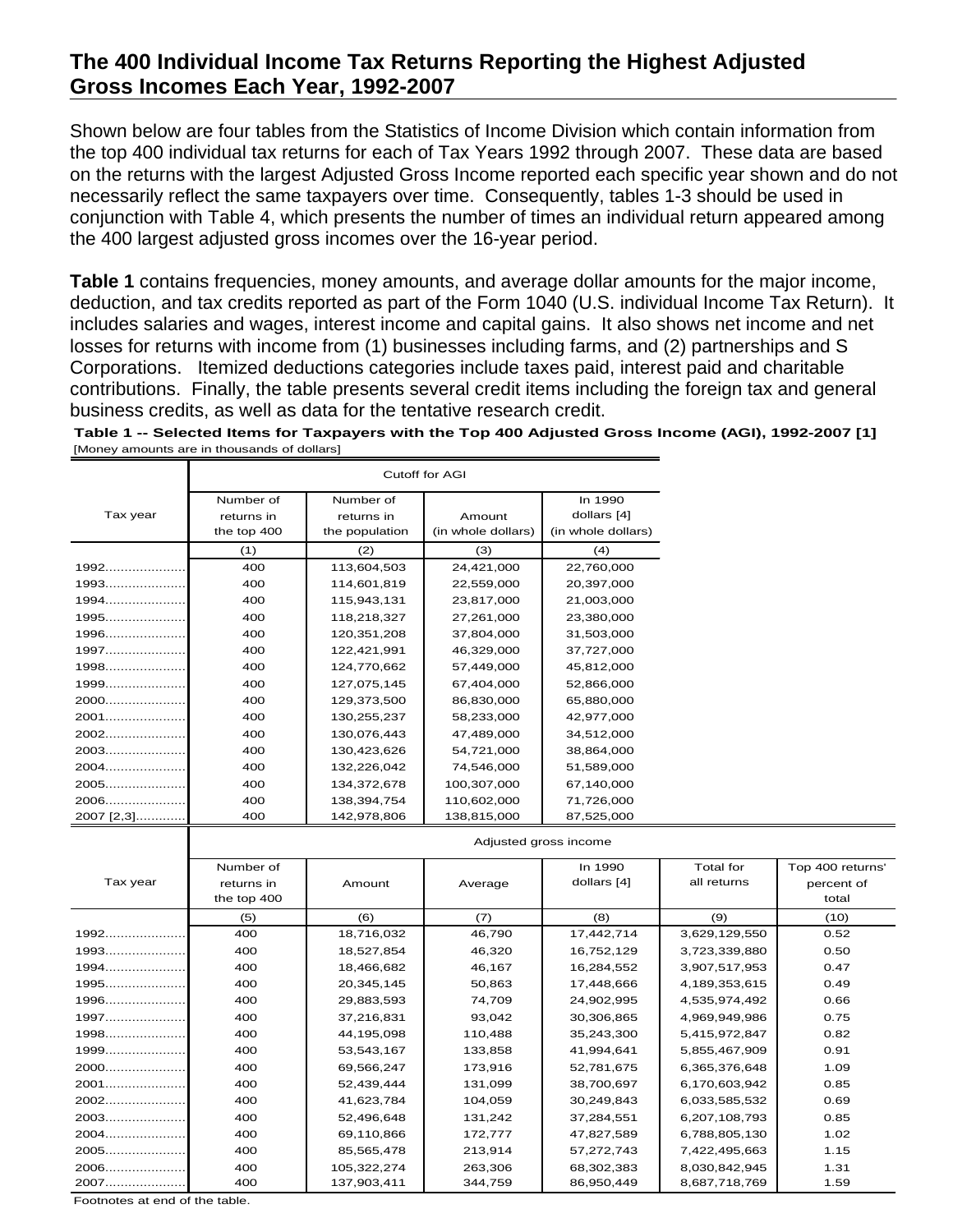# The 400 Individual Income Tax Returns Reporting the Highest Adjusted Gross Incomes Each Year, 1992-2007

Shown below are four tables from the Statistics of Income Division which contain information from the top 400 individual tax returns for each of Tax Years 1992 through 2007. These data are based on the returns with the largest Adjusted Gross Income reported each specific year shown and do not necessarily reflect the same taxpayers over time. Consequently, tables 1-3 should be used in conjunction with Table 4, which presents the number of times an individual return appeared among the 400 largest adjusted gross incomes over the 16-year period.

**Table 1** contains frequencies, money amounts, and average dollar amounts for the major income, deduction, and tax credits reported as part of the Form 1040 (U.S. individual Income Tax Return). It includes salaries and wages, interest income and capital gains. It also shows net income and net losses for returns with income from (1) businesses including farms, and (2) partnerships and S Corporations. Itemized deductions categories include taxes paid, interest paid and charitable contributions. Finally, the table presents several credit items including the foreign tax and general business credits, as well as data for the tentative research credit.

**Table 1 -- Selected Items for Taxpayers with the Top 400 Adjusted Gross Income (AGI), 1992-2007 [1]**

[Money amounts are in thousands of dollars]

| Tax year | Cutoff for AGI | | | |
|---|---|---|---|---|
| | Number of returns in the top 400 | Number of returns in the population | Amount (in whole dollars) | In 1990 dollars [4] (in whole dollars) |
| | (1) | (2) | (3) | (4) |
| 1992 | 400 | 113,604,503 | 24,421,000 | 22,760,000 |
| 1993 | 400 | 114,601,819 | 22,559,000 | 20,397,000 |
| 1994 | 400 | 115,943,131 | 23,817,000 | 21,003,000 |
| 1995 | 400 | 118,218,327 | 27,261,000 | 23,380,000 |
| 1996 | 400 | 120,351,208 | 37,804,000 | 31,503,000 |
| 1997 | 400 | 122,421,991 | 46,329,000 | 37,727,000 |
| 1998 | 400 | 124,770,662 | 57,449,000 | 45,812,000 |
| 1999 | 400 | 127,075,145 | 67,404,000 | 52,866,000 |
| 2000 | 400 | 129,373,500 | 86,830,000 | 65,880,000 |
| 2001 | 400 | 130,255,237 | 58,233,000 | 42,977,000 |
| 2002 | 400 | 130,076,443 | 47,489,000 | 34,512,000 |
| 2003 | 400 | 130,423,626 | 54,721,000 | 38,864,000 |
| 2004 | 400 | 132,226,042 | 74,546,000 | 51,589,000 |
| 2005 | 400 | 134,372,678 | 100,307,000 | 67,140,000 |
| 2006 | 400 | 138,394,754 | 110,602,000 | 71,726,000 |
| 2007 [2,3] | 400 | 142,978,806 | 138,815,000 | 87,525,000 |

| Tax year | Adjusted gross income | | | | | |
|---|---|---|---|---|---|---|
| | Number of returns in the top 400 | Amount | Average | In 1990 dollars [4] | Total for all returns | Top 400 returns' percent of total |
| | (5) | (6) | (7) | (8) | (9) | (10) |
| 1992 | 400 | 18,716,032 | 46,790 | 17,442,714 | 3,629,129,550 | 0.52 |
| 1993 | 400 | 18,527,854 | 46,320 | 16,752,129 | 3,723,339,880 | 0.50 |
| 1994 | 400 | 18,466,682 | 46,167 | 16,284,552 | 3,907,517,953 | 0.47 |
| 1995 | 400 | 20,345,145 | 50,863 | 17,448,666 | 4,189,353,615 | 0.49 |
| 1996 | 400 | 29,883,593 | 74,709 | 24,902,995 | 4,535,974,492 | 0.66 |
| 1997 | 400 | 37,216,831 | 93,042 | 30,306,865 | 4,969,949,986 | 0.75 |
| 1998 | 400 | 44,195,098 | 110,488 | 35,243,300 | 5,415,972,847 | 0.82 |
| 1999 | 400 | 53,543,167 | 133,858 | 41,994,641 | 5,855,467,909 | 0.91 |
| 2000 | 400 | 69,566,247 | 173,916 | 52,781,675 | 6,365,376,648 | 1.09 |
| 2001 | 400 | 52,439,444 | 131,099 | 38,700,697 | 6,170,603,942 | 0.85 |
| 2002 | 400 | 41,623,784 | 104,059 | 30,249,843 | 6,033,585,532 | 0.69 |
| 2003 | 400 | 52,496,648 | 131,242 | 37,284,551 | 6,207,108,793 | 0.85 |
| 2004 | 400 | 69,110,866 | 172,777 | 47,827,589 | 6,788,805,130 | 1.02 |
| 2005 | 400 | 85,565,478 | 213,914 | 57,272,743 | 7,422,495,663 | 1.15 |
| 2006 | 400 | 105,322,274 | 263,306 | 68,302,383 | 8,030,842,945 | 1.31 |
| 2007 | 400 | 137,903,411 | 344,759 | 86,950,449 | 8,687,718,769 | 1.59 |

Footnotes at end of the table.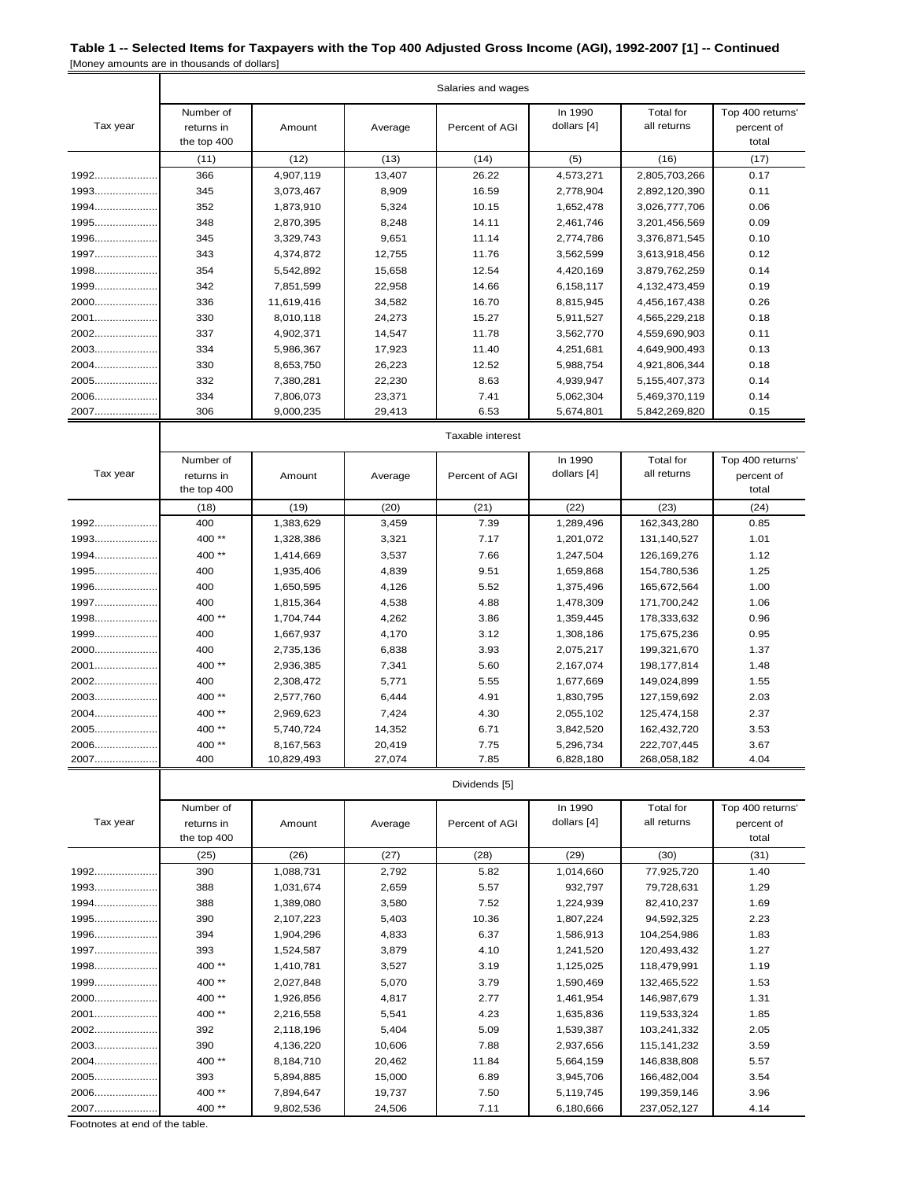**Table 1 -- Selected Items for Taxpayers with the Top 400 Adjusted Gross Income (AGI), 1992-2007 [1] -- Continued**

[Money amounts are in thousands of dollars]

| Tax year | Salaries and wages | | | | | | |
|---|---|---|---|---|---|---|---|
| | Number of returns in the top 400 | Amount | Average | Percent of AGI | In 1990 dollars [4] | Total for all returns | Top 400 returns' percent of total |
| | (11) | (12) | (13) | (14) | (5) | (16) | (17) |
| 1992 | 366 | 4,907,119 | 13,407 | 26.22 | 4,573,271 | 2,805,703,266 | 0.17 |
| 1993 | 345 | 3,073,467 | 8,909 | 16.59 | 2,778,904 | 2,892,120,390 | 0.11 |
| 1994 | 352 | 1,873,910 | 5,324 | 10.15 | 1,652,478 | 3,026,777,706 | 0.06 |
| 1995 | 348 | 2,870,395 | 8,248 | 14.11 | 2,461,746 | 3,201,456,569 | 0.09 |
| 1996 | 345 | 3,329,743 | 9,651 | 11.14 | 2,774,786 | 3,376,871,545 | 0.10 |
| 1997 | 343 | 4,374,872 | 12,755 | 11.76 | 3,562,599 | 3,613,918,456 | 0.12 |
| 1998 | 354 | 5,542,892 | 15,658 | 12.54 | 4,420,169 | 3,879,762,259 | 0.14 |
| 1999 | 342 | 7,851,599 | 22,958 | 14.66 | 6,158,117 | 4,132,473,459 | 0.19 |
| 2000 | 336 | 11,619,416 | 34,582 | 16.70 | 8,815,945 | 4,456,167,438 | 0.26 |
| 2001 | 330 | 8,010,118 | 24,273 | 15.27 | 5,911,527 | 4,565,229,218 | 0.18 |
| 2002 | 337 | 4,902,371 | 14,547 | 11.78 | 3,562,770 | 4,559,690,903 | 0.11 |
| 2003 | 334 | 5,986,367 | 17,923 | 11.40 | 4,251,681 | 4,649,900,493 | 0.13 |
| 2004 | 330 | 8,653,750 | 26,223 | 12.52 | 5,988,754 | 4,921,806,344 | 0.18 |
| 2005 | 332 | 7,380,281 | 22,230 | 8.63 | 4,939,947 | 5,155,407,373 | 0.14 |
| 2006 | 334 | 7,806,073 | 23,371 | 7.41 | 5,062,304 | 5,469,370,119 | 0.14 |
| 2007 | 306 | 9,000,235 | 29,413 | 6.53 | 5,674,801 | 5,842,269,820 | 0.15 |

| Tax year | Taxable interest | | | | | | |
|---|---|---|---|---|---|---|---|
| | Number of returns in the top 400 | Amount | Average | Percent of AGI | In 1990 dollars [4] | Total for all returns | Top 400 returns' percent of total |
| | (18) | (19) | (20) | (21) | (22) | (23) | (24) |
| 1992 | 400 | 1,383,629 | 3,459 | 7.39 | 1,289,496 | 162,343,280 | 0.85 |
| 1993 | 400 ** | 1,328,386 | 3,321 | 7.17 | 1,201,072 | 131,140,527 | 1.01 |
| 1994 | 400 ** | 1,414,669 | 3,537 | 7.66 | 1,247,504 | 126,169,276 | 1.12 |
| 1995 | 400 | 1,935,406 | 4,839 | 9.51 | 1,659,868 | 154,780,536 | 1.25 |
| 1996 | 400 | 1,650,595 | 4,126 | 5.52 | 1,375,496 | 165,672,564 | 1.00 |
| 1997 | 400 | 1,815,364 | 4,538 | 4.88 | 1,478,309 | 171,700,242 | 1.06 |
| 1998 | 400 ** | 1,704,744 | 4,262 | 3.86 | 1,359,445 | 178,333,632 | 0.96 |
| 1999 | 400 | 1,667,937 | 4,170 | 3.12 | 1,308,186 | 175,675,236 | 0.95 |
| 2000 | 400 | 2,735,136 | 6,838 | 3.93 | 2,075,217 | 199,321,670 | 1.37 |
| 2001 | 400 ** | 2,936,385 | 7,341 | 5.60 | 2,167,074 | 198,177,814 | 1.48 |
| 2002 | 400 | 2,308,472 | 5,771 | 5.55 | 1,677,669 | 149,024,899 | 1.55 |
| 2003 | 400 ** | 2,577,760 | 6,444 | 4.91 | 1,830,795 | 127,159,692 | 2.03 |
| 2004 | 400 ** | 2,969,623 | 7,424 | 4.30 | 2,055,102 | 125,474,158 | 2.37 |
| 2005 | 400 ** | 5,740,724 | 14,352 | 6.71 | 3,842,520 | 162,432,720 | 3.53 |
| 2006 | 400 ** | 8,167,563 | 20,419 | 7.75 | 5,296,734 | 222,707,445 | 3.67 |
| 2007 | 400 | 10,829,493 | 27,074 | 7.85 | 6,828,180 | 268,058,182 | 4.04 |

| Tax year | Dividends [5] | | | | | | |
|---|---|---|---|---|---|---|---|
| | Number of returns in the top 400 | Amount | Average | Percent of AGI | In 1990 dollars [4] | Total for all returns | Top 400 returns' percent of total |
| | (25) | (26) | (27) | (28) | (29) | (30) | (31) |
| 1992 | 390 | 1,088,731 | 2,792 | 5.82 | 1,014,660 | 77,925,720 | 1.40 |
| 1993 | 388 | 1,031,674 | 2,659 | 5.57 | 932,797 | 79,728,631 | 1.29 |
| 1994 | 388 | 1,389,080 | 3,580 | 7.52 | 1,224,939 | 82,410,237 | 1.69 |
| 1995 | 390 | 2,107,223 | 5,403 | 10.36 | 1,807,224 | 94,592,325 | 2.23 |
| 1996 | 394 | 1,904,296 | 4,833 | 6.37 | 1,586,913 | 104,254,986 | 1.83 |
| 1997 | 393 | 1,524,587 | 3,879 | 4.10 | 1,241,520 | 120,493,432 | 1.27 |
| 1998 | 400 ** | 1,410,781 | 3,527 | 3.19 | 1,125,025 | 118,479,991 | 1.19 |
| 1999 | 400 ** | 2,027,848 | 5,070 | 3.79 | 1,590,469 | 132,465,522 | 1.53 |
| 2000 | 400 ** | 1,926,856 | 4,817 | 2.77 | 1,461,954 | 146,987,679 | 1.31 |
| 2001 | 400 ** | 2,216,558 | 5,541 | 4.23 | 1,635,836 | 119,533,324 | 1.85 |
| 2002 | 392 | 2,118,196 | 5,404 | 5.09 | 1,539,387 | 103,241,332 | 2.05 |
| 2003 | 390 | 4,136,220 | 10,606 | 7.88 | 2,937,656 | 115,141,232 | 3.59 |
| 2004 | 400 ** | 8,184,710 | 20,462 | 11.84 | 5,664,159 | 146,838,808 | 5.57 |
| 2005 | 393 | 5,894,885 | 15,000 | 6.89 | 3,945,706 | 166,482,004 | 3.54 |
| 2006 | 400 ** | 7,894,647 | 19,737 | 7.50 | 5,119,745 | 199,359,146 | 3.96 |
| 2007 | 400 ** | 9,802,536 | 24,506 | 7.11 | 6,180,666 | 237,052,127 | 4.14 |

Footnotes at end of the table.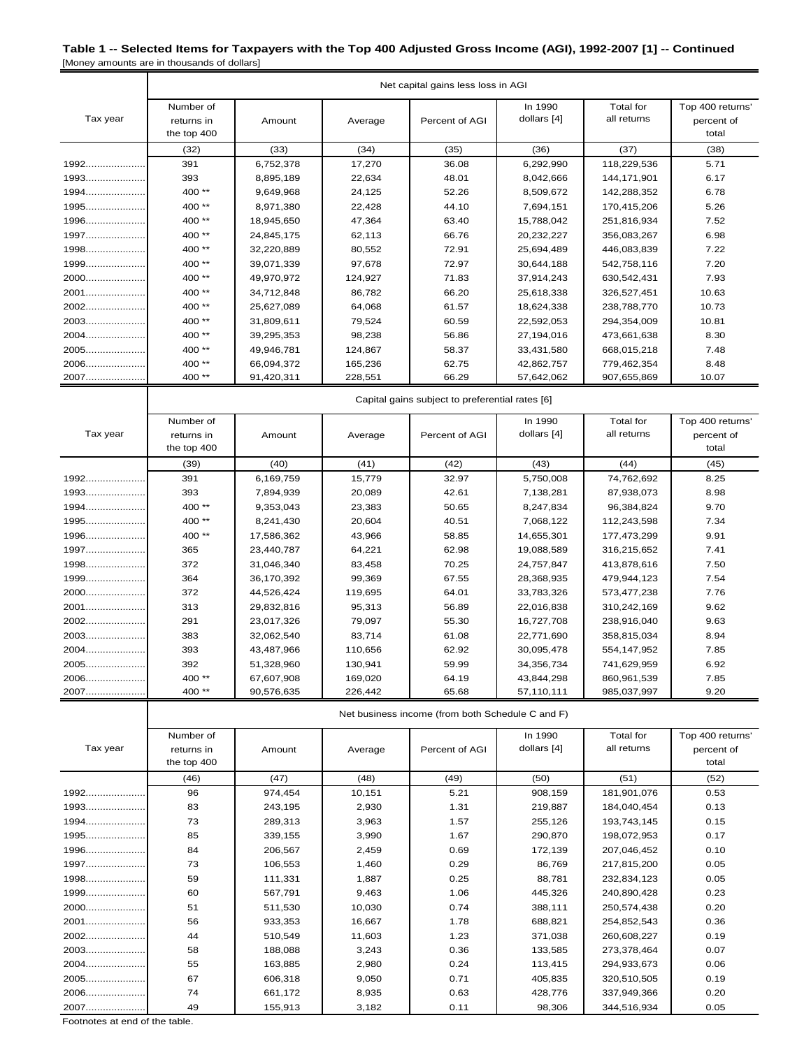**Table 1 -- Selected Items for Taxpayers with the Top 400 Adjusted Gross Income (AGI), 1992-2007 [1] -- Continued**

[Money amounts are in thousands of dollars]

| Tax year | Net capital gains less loss in AGI | | | | | | |
|---|---|---|---|---|---|---|---|
| | Number of returns in the top 400 | Amount | Average | Percent of AGI | In 1990 dollars [4] | Total for all returns | Top 400 returns' percent of total |
| | (32) | (33) | (34) | (35) | (36) | (37) | (38) |
| 1992 | 391 | 6,752,378 | 17,270 | 36.08 | 6,292,990 | 118,229,536 | 5.71 |
| 1993 | 393 | 8,895,189 | 22,634 | 48.01 | 8,042,666 | 144,171,901 | 6.17 |
| 1994 | 400 ** | 9,649,968 | 24,125 | 52.26 | 8,509,672 | 142,288,352 | 6.78 |
| 1995 | 400 ** | 8,971,380 | 22,428 | 44.10 | 7,694,151 | 170,415,206 | 5.26 |
| 1996 | 400 ** | 18,945,650 | 47,364 | 63.40 | 15,788,042 | 251,816,934 | 7.52 |
| 1997 | 400 ** | 24,845,175 | 62,113 | 66.76 | 20,232,227 | 356,083,267 | 6.98 |
| 1998 | 400 ** | 32,220,889 | 80,552 | 72.91 | 25,694,489 | 446,083,839 | 7.22 |
| 1999 | 400 ** | 39,071,339 | 97,678 | 72.97 | 30,644,188 | 542,758,116 | 7.20 |
| 2000 | 400 ** | 49,970,972 | 124,927 | 71.83 | 37,914,243 | 630,542,431 | 7.93 |
| 2001 | 400 ** | 34,712,848 | 86,782 | 66.20 | 25,618,338 | 326,527,451 | 10.63 |
| 2002 | 400 ** | 25,627,089 | 64,068 | 61.57 | 18,624,338 | 238,788,770 | 10.73 |
| 2003 | 400 ** | 31,809,611 | 79,524 | 60.59 | 22,592,053 | 294,354,009 | 10.81 |
| 2004 | 400 ** | 39,295,353 | 98,238 | 56.86 | 27,194,016 | 473,661,638 | 8.30 |
| 2005 | 400 ** | 49,946,781 | 124,867 | 58.37 | 33,431,580 | 668,015,218 | 7.48 |
| 2006 | 400 ** | 66,094,372 | 165,236 | 62.75 | 42,862,757 | 779,462,354 | 8.48 |
| 2007 | 400 ** | 91,420,311 | 228,551 | 66.29 | 57,642,062 | 907,655,869 | 10.07 |

| Tax year | Capital gains subject to preferential rates [6] | | | | | | |
|---|---|---|---|---|---|---|---|
| | Number of returns in the top 400 | Amount | Average | Percent of AGI | In 1990 dollars [4] | Total for all returns | Top 400 returns' percent of total |
| | (39) | (40) | (41) | (42) | (43) | (44) | (45) |
| 1992 | 391 | 6,169,759 | 15,779 | 32.97 | 5,750,008 | 74,762,692 | 8.25 |
| 1993 | 393 | 7,894,939 | 20,089 | 42.61 | 7,138,281 | 87,938,073 | 8.98 |
| 1994 | 400 ** | 9,353,043 | 23,383 | 50.65 | 8,247,834 | 96,384,824 | 9.70 |
| 1995 | 400 ** | 8,241,430 | 20,604 | 40.51 | 7,068,122 | 112,243,598 | 7.34 |
| 1996 | 400 ** | 17,586,362 | 43,966 | 58.85 | 14,655,301 | 177,473,299 | 9.91 |
| 1997 | 365 | 23,440,787 | 64,221 | 62.98 | 19,088,589 | 316,215,652 | 7.41 |
| 1998 | 372 | 31,046,340 | 83,458 | 70.25 | 24,757,847 | 413,878,616 | 7.50 |
| 1999 | 364 | 36,170,392 | 99,369 | 67.55 | 28,368,935 | 479,944,123 | 7.54 |
| 2000 | 372 | 44,526,424 | 119,695 | 64.01 | 33,783,326 | 573,477,238 | 7.76 |
| 2001 | 313 | 29,832,816 | 95,313 | 56.89 | 22,016,838 | 310,242,169 | 9.62 |
| 2002 | 291 | 23,017,326 | 79,097 | 55.30 | 16,727,708 | 238,916,040 | 9.63 |
| 2003 | 383 | 32,062,540 | 83,714 | 61.08 | 22,771,690 | 358,815,034 | 8.94 |
| 2004 | 393 | 43,487,966 | 110,656 | 62.92 | 30,095,478 | 554,147,952 | 7.85 |
| 2005 | 392 | 51,328,960 | 130,941 | 59.99 | 34,356,734 | 741,629,959 | 6.92 |
| 2006 | 400 ** | 67,607,908 | 169,020 | 64.19 | 43,844,298 | 860,961,539 | 7.85 |
| 2007 | 400 ** | 90,576,635 | 226,442 | 65.68 | 57,110,111 | 985,037,997 | 9.20 |

| Tax year | Net business income (from both Schedule C and F) | | | | | | |
|---|---|---|---|---|---|---|---|
| | Number of returns in the top 400 | Amount | Average | Percent of AGI | In 1990 dollars [4] | Total for all returns | Top 400 returns' percent of total |
| | (46) | (47) | (48) | (49) | (50) | (51) | (52) |
| 1992 | 96 | 974,454 | 10,151 | 5.21 | 908,159 | 181,901,076 | 0.53 |
| 1993 | 83 | 243,195 | 2,930 | 1.31 | 219,887 | 184,040,454 | 0.13 |
| 1994 | 73 | 289,313 | 3,963 | 1.57 | 255,126 | 193,743,145 | 0.15 |
| 1995 | 85 | 339,155 | 3,990 | 1.67 | 290,870 | 198,072,953 | 0.17 |
| 1996 | 84 | 206,567 | 2,459 | 0.69 | 172,139 | 207,046,452 | 0.10 |
| 1997 | 73 | 106,553 | 1,460 | 0.29 | 86,769 | 217,815,200 | 0.05 |
| 1998 | 59 | 111,331 | 1,887 | 0.25 | 88,781 | 232,834,123 | 0.05 |
| 1999 | 60 | 567,791 | 9,463 | 1.06 | 445,326 | 240,890,428 | 0.23 |
| 2000 | 51 | 511,530 | 10,030 | 0.74 | 388,111 | 250,574,438 | 0.20 |
| 2001 | 56 | 933,353 | 16,667 | 1.78 | 688,821 | 254,852,543 | 0.36 |
| 2002 | 44 | 510,549 | 11,603 | 1.23 | 371,038 | 260,608,227 | 0.19 |
| 2003 | 58 | 188,088 | 3,243 | 0.36 | 133,585 | 273,378,464 | 0.07 |
| 2004 | 55 | 163,885 | 2,980 | 0.24 | 113,415 | 294,933,673 | 0.06 |
| 2005 | 67 | 606,318 | 9,050 | 0.71 | 405,835 | 320,510,505 | 0.19 |
| 2006 | 74 | 661,172 | 8,935 | 0.63 | 428,776 | 337,949,366 | 0.20 |
| 2007 | 49 | 155,913 | 3,182 | 0.11 | 98,306 | 344,516,934 | 0.05 |

Footnotes at end of the table.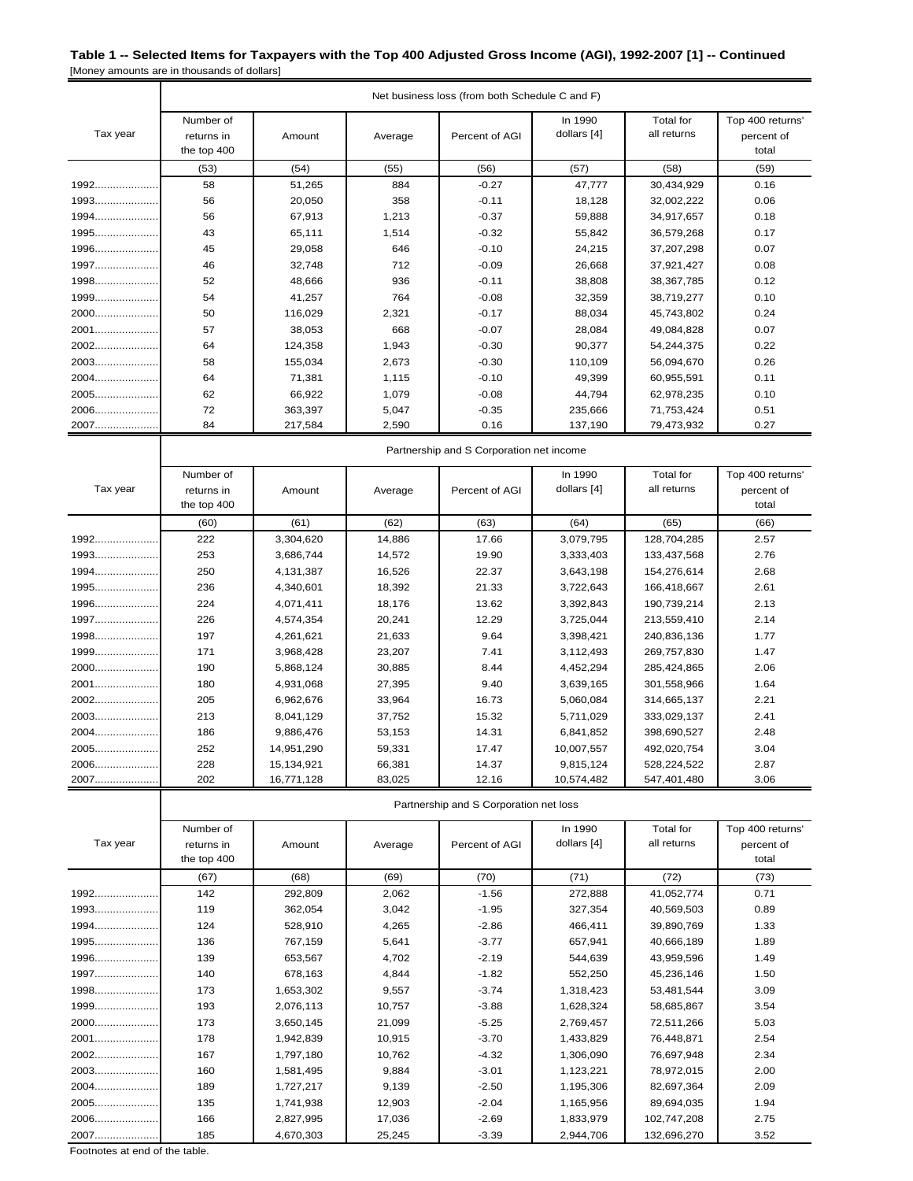**Table 1 -- Selected Items for Taxpayers with the Top 400 Adjusted Gross Income (AGI), 1992-2007 [1] -- Continued**

[Money amounts are in thousands of dollars]

| Tax year | Net business loss (from both Schedule C and F) | | | | | | |
|---|---|---|---|---|---|---|---|
| | Number of returns in the top 400 | Amount | Average | Percent of AGI | In 1990 dollars [4] | Total for all returns | Top 400 returns' percent of total |
| | (53) | (54) | (55) | (56) | (57) | (58) | (59) |
| 1992 | 58 | 51,265 | 884 | -0.27 | 47,777 | 30,434,929 | 0.16 |
| 1993 | 56 | 20,050 | 358 | -0.11 | 18,128 | 32,002,222 | 0.06 |
| 1994 | 56 | 67,913 | 1,213 | -0.37 | 59,888 | 34,917,657 | 0.18 |
| 1995 | 43 | 65,111 | 1,514 | -0.32 | 55,842 | 36,579,268 | 0.17 |
| 1996 | 45 | 29,058 | 646 | -0.10 | 24,215 | 37,207,298 | 0.07 |
| 1997 | 46 | 32,748 | 712 | -0.09 | 26,668 | 37,921,427 | 0.08 |
| 1998 | 52 | 48,666 | 936 | -0.11 | 38,808 | 38,367,785 | 0.12 |
| 1999 | 54 | 41,257 | 764 | -0.08 | 32,359 | 38,719,277 | 0.10 |
| 2000 | 50 | 116,029 | 2,321 | -0.17 | 88,034 | 45,743,802 | 0.24 |
| 2001 | 57 | 38,053 | 668 | -0.07 | 28,084 | 49,084,828 | 0.07 |
| 2002 | 64 | 124,358 | 1,943 | -0.30 | 90,377 | 54,244,375 | 0.22 |
| 2003 | 58 | 155,034 | 2,673 | -0.30 | 110,109 | 56,094,670 | 0.26 |
| 2004 | 64 | 71,381 | 1,115 | -0.10 | 49,399 | 60,955,591 | 0.11 |
| 2005 | 62 | 66,922 | 1,079 | -0.08 | 44,794 | 62,978,235 | 0.10 |
| 2006 | 72 | 363,397 | 5,047 | -0.35 | 235,666 | 71,753,424 | 0.51 |
| 2007 | 84 | 217,584 | 2,590 | 0.16 | 137,190 | 79,473,932 | 0.27 |

| Tax year | Partnership and S Corporation net income | | | | | | |
|---|---|---|---|---|---|---|---|
| | Number of returns in the top 400 | Amount | Average | Percent of AGI | In 1990 dollars [4] | Total for all returns | Top 400 returns' percent of total |
| | (60) | (61) | (62) | (63) | (64) | (65) | (66) |
| 1992 | 222 | 3,304,620 | 14,886 | 17.66 | 3,079,795 | 128,704,285 | 2.57 |
| 1993 | 253 | 3,686,744 | 14,572 | 19.90 | 3,333,403 | 133,437,568 | 2.76 |
| 1994 | 250 | 4,131,387 | 16,526 | 22.37 | 3,643,198 | 154,276,614 | 2.68 |
| 1995 | 236 | 4,340,601 | 18,392 | 21.33 | 3,722,643 | 166,418,667 | 2.61 |
| 1996 | 224 | 4,071,411 | 18,176 | 13.62 | 3,392,843 | 190,739,214 | 2.13 |
| 1997 | 226 | 4,574,354 | 20,241 | 12.29 | 3,725,044 | 213,559,410 | 2.14 |
| 1998 | 197 | 4,261,621 | 21,633 | 9.64 | 3,398,421 | 240,836,136 | 1.77 |
| 1999 | 171 | 3,968,428 | 23,207 | 7.41 | 3,112,493 | 269,757,830 | 1.47 |
| 2000 | 190 | 5,868,124 | 30,885 | 8.44 | 4,452,294 | 285,424,865 | 2.06 |
| 2001 | 180 | 4,931,068 | 27,395 | 9.40 | 3,639,165 | 301,558,966 | 1.64 |
| 2002 | 205 | 6,962,676 | 33,964 | 16.73 | 5,060,084 | 314,665,137 | 2.21 |
| 2003 | 213 | 8,041,129 | 37,752 | 15.32 | 5,711,029 | 333,029,137 | 2.41 |
| 2004 | 186 | 9,886,476 | 53,153 | 14.31 | 6,841,852 | 398,690,527 | 2.48 |
| 2005 | 252 | 14,951,290 | 59,331 | 17.47 | 10,007,557 | 492,020,754 | 3.04 |
| 2006 | 228 | 15,134,921 | 66,381 | 14.37 | 9,815,124 | 528,224,522 | 2.87 |
| 2007 | 202 | 16,771,128 | 83,025 | 12.16 | 10,574,482 | 547,401,480 | 3.06 |

| Tax year | Partnership and S Corporation net loss | | | | | | |
|---|---|---|---|---|---|---|---|
| | Number of returns in the top 400 | Amount | Average | Percent of AGI | In 1990 dollars [4] | Total for all returns | Top 400 returns' percent of total |
| | (67) | (68) | (69) | (70) | (71) | (72) | (73) |
| 1992 | 142 | 292,809 | 2,062 | -1.56 | 272,888 | 41,052,774 | 0.71 |
| 1993 | 119 | 362,054 | 3,042 | -1.95 | 327,354 | 40,569,503 | 0.89 |
| 1994 | 124 | 528,910 | 4,265 | -2.86 | 466,411 | 39,890,769 | 1.33 |
| 1995 | 136 | 767,159 | 5,641 | -3.77 | 657,941 | 40,666,189 | 1.89 |
| 1996 | 139 | 653,567 | 4,702 | -2.19 | 544,639 | 43,959,596 | 1.49 |
| 1997 | 140 | 678,163 | 4,844 | -1.82 | 552,250 | 45,236,146 | 1.50 |
| 1998 | 173 | 1,653,302 | 9,557 | -3.74 | 1,318,423 | 53,481,544 | 3.09 |
| 1999 | 193 | 2,076,113 | 10,757 | -3.88 | 1,628,324 | 58,685,867 | 3.54 |
| 2000 | 173 | 3,650,145 | 21,099 | -5.25 | 2,769,457 | 72,511,266 | 5.03 |
| 2001 | 178 | 1,942,839 | 10,915 | -3.70 | 1,433,829 | 76,448,871 | 2.54 |
| 2002 | 167 | 1,797,180 | 10,762 | -4.32 | 1,306,090 | 76,697,948 | 2.34 |
| 2003 | 160 | 1,581,495 | 9,884 | -3.01 | 1,123,221 | 78,972,015 | 2.00 |
| 2004 | 189 | 1,727,217 | 9,139 | -2.50 | 1,195,306 | 82,697,364 | 2.09 |
| 2005 | 135 | 1,741,938 | 12,903 | -2.04 | 1,165,956 | 89,694,035 | 1.94 |
| 2006 | 166 | 2,827,995 | 17,036 | -2.69 | 1,833,979 | 102,747,208 | 2.75 |
| 2007 | 185 | 4,670,303 | 25,245 | -3.39 | 2,944,706 | 132,696,270 | 3.52 |

Footnotes at end of the table.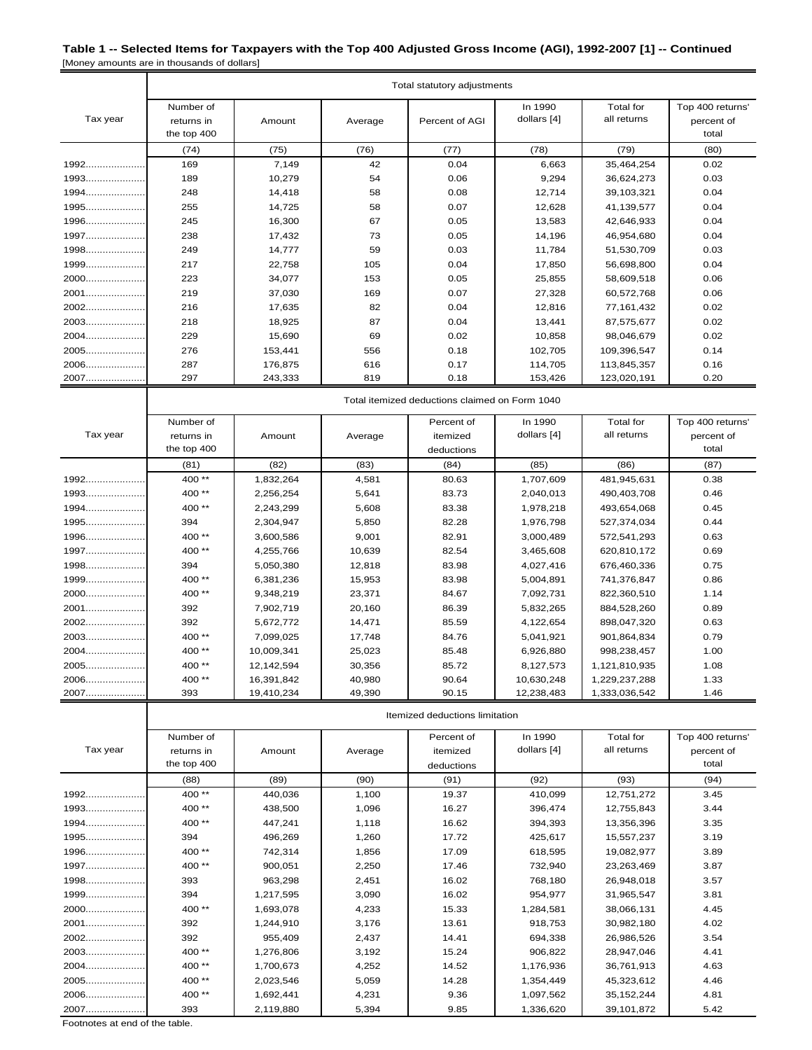**Table 1 -- Selected Items for Taxpayers with the Top 400 Adjusted Gross Income (AGI), 1992-2007 [1] -- Continued**

[Money amounts are in thousands of dollars]

| Tax year | Total statutory adjustments | | | | | | |
|---|---|---|---|---|---|---|---|
| | Number of returns in the top 400 | Amount | Average | Percent of AGI | In 1990 dollars [4] | Total for all returns | Top 400 returns' percent of total |
| | (74) | (75) | (76) | (77) | (78) | (79) | (80) |
| 1992 | 169 | 7,149 | 42 | 0.04 | 6,663 | 35,464,254 | 0.02 |
| 1993 | 189 | 10,279 | 54 | 0.06 | 9,294 | 36,624,273 | 0.03 |
| 1994 | 248 | 14,418 | 58 | 0.08 | 12,714 | 39,103,321 | 0.04 |
| 1995 | 255 | 14,725 | 58 | 0.07 | 12,628 | 41,139,577 | 0.04 |
| 1996 | 245 | 16,300 | 67 | 0.05 | 13,583 | 42,646,933 | 0.04 |
| 1997 | 238 | 17,432 | 73 | 0.05 | 14,196 | 46,954,680 | 0.04 |
| 1998 | 249 | 14,777 | 59 | 0.03 | 11,784 | 51,530,709 | 0.03 |
| 1999 | 217 | 22,758 | 105 | 0.04 | 17,850 | 56,698,800 | 0.04 |
| 2000 | 223 | 34,077 | 153 | 0.05 | 25,855 | 58,609,518 | 0.06 |
| 2001 | 219 | 37,030 | 169 | 0.07 | 27,328 | 60,572,768 | 0.06 |
| 2002 | 216 | 17,635 | 82 | 0.04 | 12,816 | 77,161,432 | 0.02 |
| 2003 | 218 | 18,925 | 87 | 0.04 | 13,441 | 87,575,677 | 0.02 |
| 2004 | 229 | 15,690 | 69 | 0.02 | 10,858 | 98,046,679 | 0.02 |
| 2005 | 276 | 153,441 | 556 | 0.18 | 102,705 | 109,396,547 | 0.14 |
| 2006 | 287 | 176,875 | 616 | 0.17 | 114,705 | 113,845,357 | 0.16 |
| 2007 | 297 | 243,333 | 819 | 0.18 | 153,426 | 123,020,191 | 0.20 |

| Tax year | Total itemized deductions claimed on Form 1040 | | | | | | |
|---|---|---|---|---|---|---|---|
| | Number of returns in the top 400 | Amount | Average | Percent of itemized deductions | In 1990 dollars [4] | Total for all returns | Top 400 returns' percent of total |
| | (81) | (82) | (83) | (84) | (85) | (86) | (87) |
| 1992 | 400 ** | 1,832,264 | 4,581 | 80.63 | 1,707,609 | 481,945,631 | 0.38 |
| 1993 | 400 ** | 2,256,254 | 5,641 | 83.73 | 2,040,013 | 490,403,708 | 0.46 |
| 1994 | 400 ** | 2,243,299 | 5,608 | 83.38 | 1,978,218 | 493,654,068 | 0.45 |
| 1995 | 394 | 2,304,947 | 5,850 | 82.28 | 1,976,798 | 527,374,034 | 0.44 |
| 1996 | 400 ** | 3,600,586 | 9,001 | 82.91 | 3,000,489 | 572,541,293 | 0.63 |
| 1997 | 400 ** | 4,255,766 | 10,639 | 82.54 | 3,465,608 | 620,810,172 | 0.69 |
| 1998 | 394 | 5,050,380 | 12,818 | 83.98 | 4,027,416 | 676,460,336 | 0.75 |
| 1999 | 400 ** | 6,381,236 | 15,953 | 83.98 | 5,004,891 | 741,376,847 | 0.86 |
| 2000 | 400 ** | 9,348,219 | 23,371 | 84.67 | 7,092,731 | 822,360,510 | 1.14 |
| 2001 | 392 | 7,902,719 | 20,160 | 86.39 | 5,832,265 | 884,528,260 | 0.89 |
| 2002 | 392 | 5,672,772 | 14,471 | 85.59 | 4,122,654 | 898,047,320 | 0.63 |
| 2003 | 400 ** | 7,099,025 | 17,748 | 84.76 | 5,041,921 | 901,864,834 | 0.79 |
| 2004 | 400 ** | 10,009,341 | 25,023 | 85.48 | 6,926,880 | 998,238,457 | 1.00 |
| 2005 | 400 ** | 12,142,594 | 30,356 | 85.72 | 8,127,573 | 1,121,810,935 | 1.08 |
| 2006 | 400 ** | 16,391,842 | 40,980 | 90.64 | 10,630,248 | 1,229,237,288 | 1.33 |
| 2007 | 393 | 19,410,234 | 49,390 | 90.15 | 12,238,483 | 1,333,036,542 | 1.46 |

| Tax year | Itemized deductions limitation | | | | | | |
|---|---|---|---|---|---|---|---|
| | Number of returns in the top 400 | Amount | Average | Percent of itemized deductions | In 1990 dollars [4] | Total for all returns | Top 400 returns' percent of total |
| | (88) | (89) | (90) | (91) | (92) | (93) | (94) |
| 1992 | 400 ** | 440,036 | 1,100 | 19.37 | 410,099 | 12,751,272 | 3.45 |
| 1993 | 400 ** | 438,500 | 1,096 | 16.27 | 396,474 | 12,755,843 | 3.44 |
| 1994 | 400 ** | 447,241 | 1,118 | 16.62 | 394,393 | 13,356,396 | 3.35 |
| 1995 | 394 | 496,269 | 1,260 | 17.72 | 425,617 | 15,557,237 | 3.19 |
| 1996 | 400 ** | 742,314 | 1,856 | 17.09 | 618,595 | 19,082,977 | 3.89 |
| 1997 | 400 ** | 900,051 | 2,250 | 17.46 | 732,940 | 23,263,469 | 3.87 |
| 1998 | 393 | 963,298 | 2,451 | 16.02 | 768,180 | 26,948,018 | 3.57 |
| 1999 | 394 | 1,217,595 | 3,090 | 16.02 | 954,977 | 31,965,547 | 3.81 |
| 2000 | 400 ** | 1,693,078 | 4,233 | 15.33 | 1,284,581 | 38,066,131 | 4.45 |
| 2001 | 392 | 1,244,910 | 3,176 | 13.61 | 918,753 | 30,982,180 | 4.02 |
| 2002 | 392 | 955,409 | 2,437 | 14.41 | 694,338 | 26,986,526 | 3.54 |
| 2003 | 400 ** | 1,276,806 | 3,192 | 15.24 | 906,822 | 28,947,046 | 4.41 |
| 2004 | 400 ** | 1,700,673 | 4,252 | 14.52 | 1,176,936 | 36,761,913 | 4.63 |
| 2005 | 400 ** | 2,023,546 | 5,059 | 14.28 | 1,354,449 | 45,323,612 | 4.46 |
| 2006 | 400 ** | 1,692,441 | 4,231 | 9.36 | 1,097,562 | 35,152,244 | 4.81 |
| 2007 | 393 | 2,119,880 | 5,394 | 9.85 | 1,336,620 | 39,101,872 | 5.42 |

Footnotes at end of the table.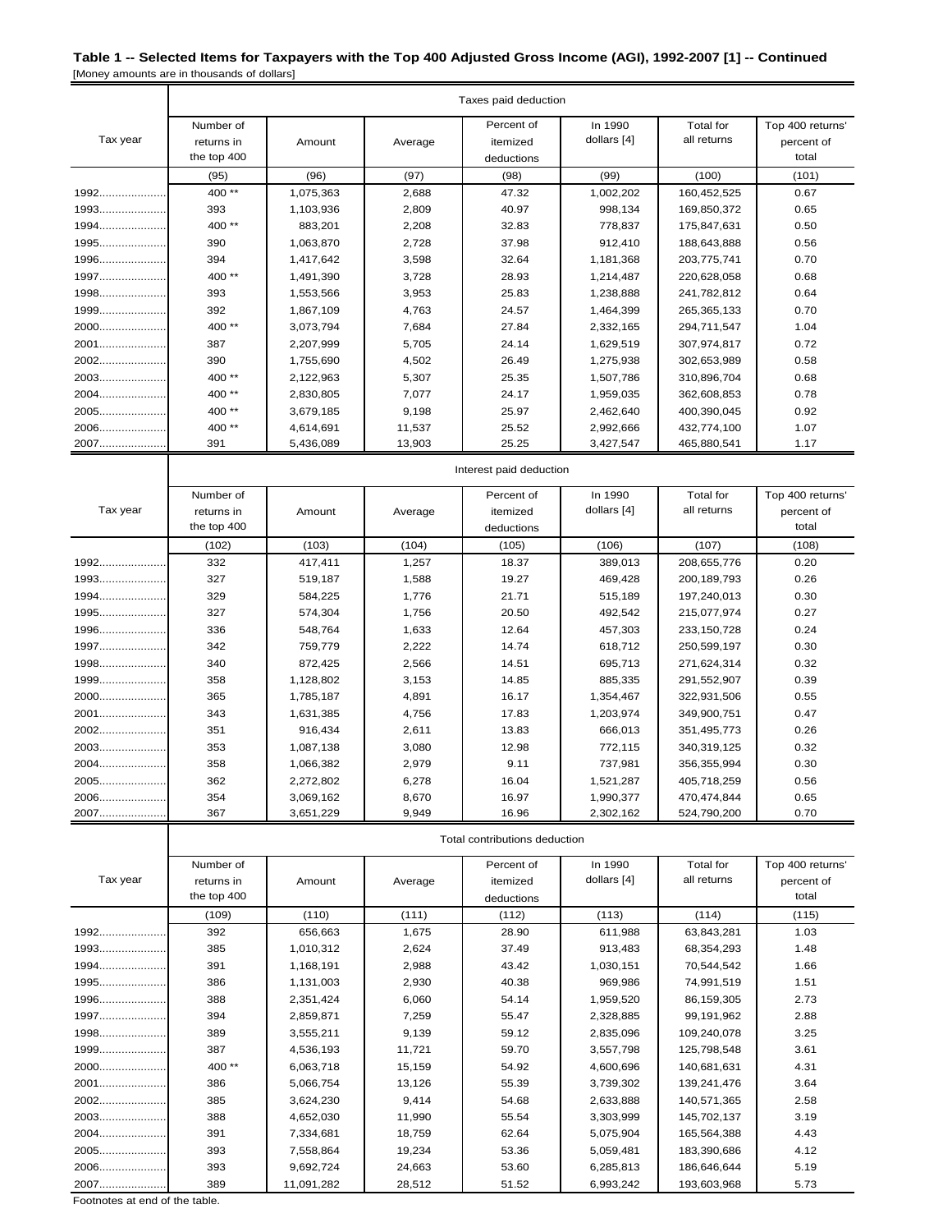**Table 1 -- Selected Items for Taxpayers with the Top 400 Adjusted Gross Income (AGI), 1992-2007 [1] -- Continued**

[Money amounts are in thousands of dollars]

| Tax year | Taxes paid deduction | | | | | | |
|---|---|---|---|---|---|---|---|
| | Number of returns in the top 400 | Amount | Average | Percent of itemized deductions | In 1990 dollars [4] | Total for all returns | Top 400 returns' percent of total |
| | (95) | (96) | (97) | (98) | (99) | (100) | (101) |
| 1992 | 400 ** | 1,075,363 | 2,688 | 47.32 | 1,002,202 | 160,452,525 | 0.67 |
| 1993 | 393 | 1,103,936 | 2,809 | 40.97 | 998,134 | 169,850,372 | 0.65 |
| 1994 | 400 ** | 883,201 | 2,208 | 32.83 | 778,837 | 175,847,631 | 0.50 |
| 1995 | 390 | 1,063,870 | 2,728 | 37.98 | 912,410 | 188,643,888 | 0.56 |
| 1996 | 394 | 1,417,642 | 3,598 | 32.64 | 1,181,368 | 203,775,741 | 0.70 |
| 1997 | 400 ** | 1,491,390 | 3,728 | 28.93 | 1,214,487 | 220,628,058 | 0.68 |
| 1998 | 393 | 1,553,566 | 3,953 | 25.83 | 1,238,888 | 241,782,812 | 0.64 |
| 1999 | 392 | 1,867,109 | 4,763 | 24.57 | 1,464,399 | 265,365,133 | 0.70 |
| 2000 | 400 ** | 3,073,794 | 7,684 | 27.84 | 2,332,165 | 294,711,547 | 1.04 |
| 2001 | 387 | 2,207,999 | 5,705 | 24.14 | 1,629,519 | 307,974,817 | 0.72 |
| 2002 | 390 | 1,755,690 | 4,502 | 26.49 | 1,275,938 | 302,653,989 | 0.58 |
| 2003 | 400 ** | 2,122,963 | 5,307 | 25.35 | 1,507,786 | 310,896,704 | 0.68 |
| 2004 | 400 ** | 2,830,805 | 7,077 | 24.17 | 1,959,035 | 362,608,853 | 0.78 |
| 2005 | 400 ** | 3,679,185 | 9,198 | 25.97 | 2,462,640 | 400,390,045 | 0.92 |
| 2006 | 400 ** | 4,614,691 | 11,537 | 25.52 | 2,992,666 | 432,774,100 | 1.07 |
| 2007 | 391 | 5,436,089 | 13,903 | 25.25 | 3,427,547 | 465,880,541 | 1.17 |

| Tax year | Interest paid deduction | | | | | | |
|---|---|---|---|---|---|---|---|
| | Number of returns in the top 400 | Amount | Average | Percent of itemized deductions | In 1990 dollars [4] | Total for all returns | Top 400 returns' percent of total |
| | (102) | (103) | (104) | (105) | (106) | (107) | (108) |
| 1992 | 332 | 417,411 | 1,257 | 18.37 | 389,013 | 208,655,776 | 0.20 |
| 1993 | 327 | 519,187 | 1,588 | 19.27 | 469,428 | 200,189,793 | 0.26 |
| 1994 | 329 | 584,225 | 1,776 | 21.71 | 515,189 | 197,240,013 | 0.30 |
| 1995 | 327 | 574,304 | 1,756 | 20.50 | 492,542 | 215,077,974 | 0.27 |
| 1996 | 336 | 548,764 | 1,633 | 12.64 | 457,303 | 233,150,728 | 0.24 |
| 1997 | 342 | 759,779 | 2,222 | 14.74 | 618,712 | 250,599,197 | 0.30 |
| 1998 | 340 | 872,425 | 2,566 | 14.51 | 695,713 | 271,624,314 | 0.32 |
| 1999 | 358 | 1,128,802 | 3,153 | 14.85 | 885,335 | 291,552,907 | 0.39 |
| 2000 | 365 | 1,785,187 | 4,891 | 16.17 | 1,354,467 | 322,931,506 | 0.55 |
| 2001 | 343 | 1,631,385 | 4,756 | 17.83 | 1,203,974 | 349,900,751 | 0.47 |
| 2002 | 351 | 916,434 | 2,611 | 13.83 | 666,013 | 351,495,773 | 0.26 |
| 2003 | 353 | 1,087,138 | 3,080 | 12.98 | 772,115 | 340,319,125 | 0.32 |
| 2004 | 358 | 1,066,382 | 2,979 | 9.11 | 737,981 | 356,355,994 | 0.30 |
| 2005 | 362 | 2,272,802 | 6,278 | 16.04 | 1,521,287 | 405,718,259 | 0.56 |
| 2006 | 354 | 3,069,162 | 8,670 | 16.97 | 1,990,377 | 470,474,844 | 0.65 |
| 2007 | 367 | 3,651,229 | 9,949 | 16.96 | 2,302,162 | 524,790,200 | 0.70 |

| Tax year | Total contributions deduction | | | | | | |
|---|---|---|---|---|---|---|---|
| | Number of returns in the top 400 | Amount | Average | Percent of itemized deductions | In 1990 dollars [4] | Total for all returns | Top 400 returns' percent of total |
| | (109) | (110) | (111) | (112) | (113) | (114) | (115) |
| 1992 | 392 | 656,663 | 1,675 | 28.90 | 611,988 | 63,843,281 | 1.03 |
| 1993 | 385 | 1,010,312 | 2,624 | 37.49 | 913,483 | 68,354,293 | 1.48 |
| 1994 | 391 | 1,168,191 | 2,988 | 43.42 | 1,030,151 | 70,544,542 | 1.66 |
| 1995 | 386 | 1,131,003 | 2,930 | 40.38 | 969,986 | 74,991,519 | 1.51 |
| 1996 | 388 | 2,351,424 | 6,060 | 54.14 | 1,959,520 | 86,159,305 | 2.73 |
| 1997 | 394 | 2,859,871 | 7,259 | 55.47 | 2,328,885 | 99,191,962 | 2.88 |
| 1998 | 389 | 3,555,211 | 9,139 | 59.12 | 2,835,096 | 109,240,078 | 3.25 |
| 1999 | 387 | 4,536,193 | 11,721 | 59.70 | 3,557,798 | 125,798,548 | 3.61 |
| 2000 | 400 ** | 6,063,718 | 15,159 | 54.92 | 4,600,696 | 140,681,631 | 4.31 |
| 2001 | 386 | 5,066,754 | 13,126 | 55.39 | 3,739,302 | 139,241,476 | 3.64 |
| 2002 | 385 | 3,624,230 | 9,414 | 54.68 | 2,633,888 | 140,571,365 | 2.58 |
| 2003 | 388 | 4,652,030 | 11,990 | 55.54 | 3,303,999 | 145,702,137 | 3.19 |
| 2004 | 391 | 7,334,681 | 18,759 | 62.64 | 5,075,904 | 165,564,388 | 4.43 |
| 2005 | 393 | 7,558,864 | 19,234 | 53.36 | 5,059,481 | 183,390,686 | 4.12 |
| 2006 | 393 | 9,692,724 | 24,663 | 53.60 | 6,285,813 | 186,646,644 | 5.19 |
| 2007 | 389 | 11,091,282 | 28,512 | 51.52 | 6,993,242 | 193,603,968 | 5.73 |

Footnotes at end of the table.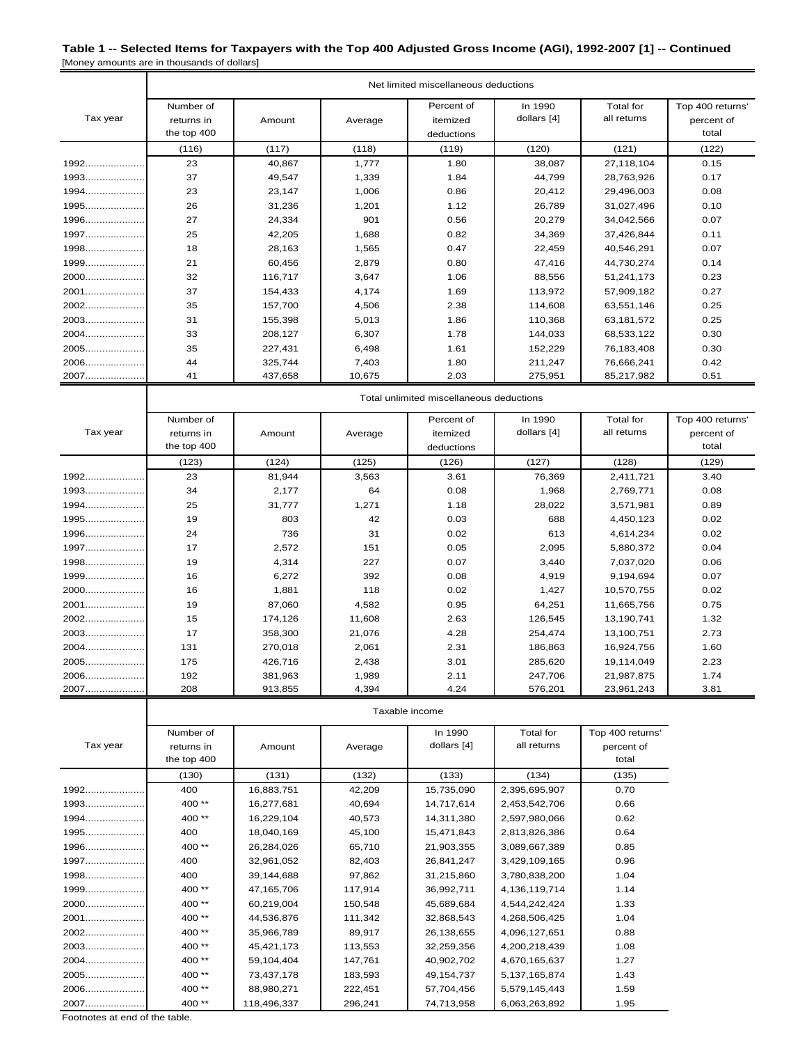**Table 1 -- Selected Items for Taxpayers with the Top 400 Adjusted Gross Income (AGI), 1992-2007 [1] -- Continued**

[Money amounts are in thousands of dollars]

| Tax year | Net limited miscellaneous deductions | | | | | | |
|---|---|---|---|---|---|---|---|
| | Number of returns in the top 400 | Amount | Average | Percent of itemized deductions | In 1990 dollars [4] | Total for all returns | Top 400 returns' percent of total |
| | (116) | (117) | (118) | (119) | (120) | (121) | (122) |
| 1992 | 23 | 40,867 | 1,777 | 1.80 | 38,087 | 27,118,104 | 0.15 |
| 1993 | 37 | 49,547 | 1,339 | 1.84 | 44,799 | 28,763,926 | 0.17 |
| 1994 | 23 | 23,147 | 1,006 | 0.86 | 20,412 | 29,496,003 | 0.08 |
| 1995 | 26 | 31,236 | 1,201 | 1.12 | 26,789 | 31,027,496 | 0.10 |
| 1996 | 27 | 24,334 | 901 | 0.56 | 20,279 | 34,042,566 | 0.07 |
| 1997 | 25 | 42,205 | 1,688 | 0.82 | 34,369 | 37,426,844 | 0.11 |
| 1998 | 18 | 28,163 | 1,565 | 0.47 | 22,459 | 40,546,291 | 0.07 |
| 1999 | 21 | 60,456 | 2,879 | 0.80 | 47,416 | 44,730,274 | 0.14 |
| 2000 | 32 | 116,717 | 3,647 | 1.06 | 88,556 | 51,241,173 | 0.23 |
| 2001 | 37 | 154,433 | 4,174 | 1.69 | 113,972 | 57,909,182 | 0.27 |
| 2002 | 35 | 157,700 | 4,506 | 2.38 | 114,608 | 63,551,146 | 0.25 |
| 2003 | 31 | 155,398 | 5,013 | 1.86 | 110,368 | 63,181,572 | 0.25 |
| 2004 | 33 | 208,127 | 6,307 | 1.78 | 144,033 | 68,533,122 | 0.30 |
| 2005 | 35 | 227,431 | 6,498 | 1.61 | 152,229 | 76,183,408 | 0.30 |
| 2006 | 44 | 325,744 | 7,403 | 1.80 | 211,247 | 76,666,241 | 0.42 |
| 2007 | 41 | 437,658 | 10,675 | 2.03 | 275,951 | 85,217,982 | 0.51 |

| Tax year | Total unlimited miscellaneous deductions | | | | | | |
|---|---|---|---|---|---|---|---|
| | Number of returns in the top 400 | Amount | Average | Percent of itemized deductions | In 1990 dollars [4] | Total for all returns | Top 400 returns' percent of total |
| | (123) | (124) | (125) | (126) | (127) | (128) | (129) |
| 1992 | 23 | 81,944 | 3,563 | 3.61 | 76,369 | 2,411,721 | 3.40 |
| 1993 | 34 | 2,177 | 64 | 0.08 | 1,968 | 2,769,771 | 0.08 |
| 1994 | 25 | 31,777 | 1,271 | 1.18 | 28,022 | 3,571,981 | 0.89 |
| 1995 | 19 | 803 | 42 | 0.03 | 688 | 4,450,123 | 0.02 |
| 1996 | 24 | 736 | 31 | 0.02 | 613 | 4,614,234 | 0.02 |
| 1997 | 17 | 2,572 | 151 | 0.05 | 2,095 | 5,880,372 | 0.04 |
| 1998 | 19 | 4,314 | 227 | 0.07 | 3,440 | 7,037,020 | 0.06 |
| 1999 | 16 | 6,272 | 392 | 0.08 | 4,919 | 9,194,694 | 0.07 |
| 2000 | 16 | 1,881 | 118 | 0.02 | 1,427 | 10,570,755 | 0.02 |
| 2001 | 19 | 87,060 | 4,582 | 0.95 | 64,251 | 11,665,756 | 0.75 |
| 2002 | 15 | 174,126 | 11,608 | 2.63 | 126,545 | 13,190,741 | 1.32 |
| 2003 | 17 | 358,300 | 21,076 | 4.28 | 254,474 | 13,100,751 | 2.73 |
| 2004 | 131 | 270,018 | 2,061 | 2.31 | 186,863 | 16,924,756 | 1.60 |
| 2005 | 175 | 426,716 | 2,438 | 3.01 | 285,620 | 19,114,049 | 2.23 |
| 2006 | 192 | 381,963 | 1,989 | 2.11 | 247,706 | 21,987,875 | 1.74 |
| 2007 | 208 | 913,855 | 4,394 | 4.24 | 576,201 | 23,961,243 | 3.81 |

| Tax year | Taxable income | | | | | |
|---|---|---|---|---|---|---|
| | Number of returns in the top 400 | Amount | Average | In 1990 dollars [4] | Total for all returns | Top 400 returns' percent of total |
| | (130) | (131) | (132) | (133) | (134) | (135) |
| 1992 | 400 | 16,883,751 | 42,209 | 15,735,090 | 2,395,695,907 | 0.70 |
| 1993 | 400 ** | 16,277,681 | 40,694 | 14,717,614 | 2,453,542,706 | 0.66 |
| 1994 | 400 ** | 16,229,104 | 40,573 | 14,311,380 | 2,597,980,066 | 0.62 |
| 1995 | 400 | 18,040,169 | 45,100 | 15,471,843 | 2,813,826,386 | 0.64 |
| 1996 | 400 ** | 26,284,026 | 65,710 | 21,903,355 | 3,089,667,389 | 0.85 |
| 1997 | 400 | 32,961,052 | 82,403 | 26,841,247 | 3,429,109,165 | 0.96 |
| 1998 | 400 | 39,144,688 | 97,862 | 31,215,860 | 3,780,838,200 | 1.04 |
| 1999 | 400 ** | 47,165,706 | 117,914 | 36,992,711 | 4,136,119,714 | 1.14 |
| 2000 | 400 ** | 60,219,004 | 150,548 | 45,689,684 | 4,544,242,424 | 1.33 |
| 2001 | 400 ** | 44,536,876 | 111,342 | 32,868,543 | 4,268,506,425 | 1.04 |
| 2002 | 400 ** | 35,966,789 | 89,917 | 26,138,655 | 4,096,127,651 | 0.88 |
| 2003 | 400 ** | 45,421,173 | 113,553 | 32,259,356 | 4,200,218,439 | 1.08 |
| 2004 | 400 ** | 59,104,404 | 147,761 | 40,902,702 | 4,670,165,637 | 1.27 |
| 2005 | 400 ** | 73,437,178 | 183,593 | 49,154,737 | 5,137,165,874 | 1.43 |
| 2006 | 400 ** | 88,980,271 | 222,451 | 57,704,456 | 5,579,145,443 | 1.59 |
| 2007 | 400 ** | 118,496,337 | 296,241 | 74,713,958 | 6,063,263,892 | 1.95 |

Footnotes at end of the table.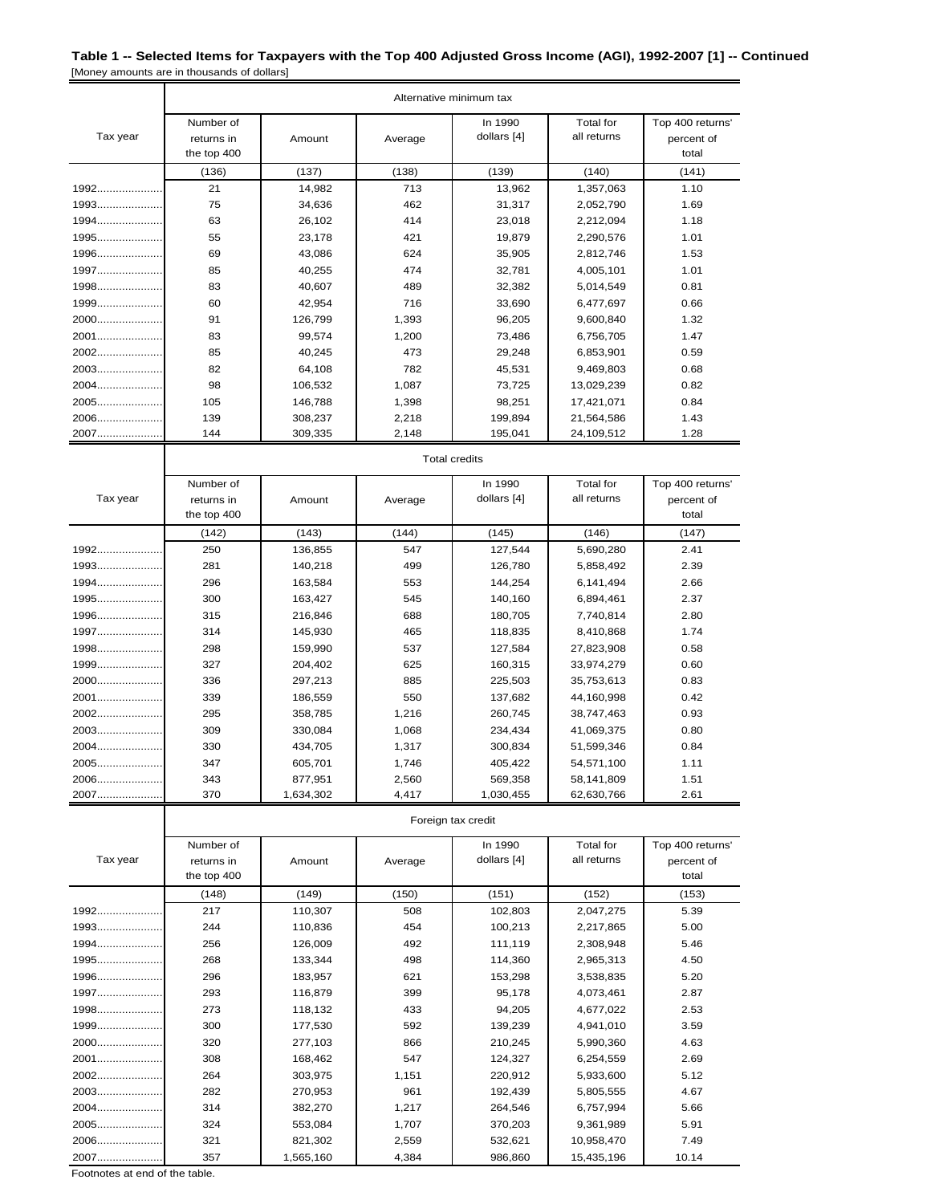**Table 1 -- Selected Items for Taxpayers with the Top 400 Adjusted Gross Income (AGI), 1992-2007 [1] -- Continued**

[Money amounts are in thousands of dollars]

| Tax year | Alternative minimum tax | | | | | |
|---|---|---|---|---|---|---|
| | Number of returns in the top 400 | Amount | Average | In 1990 dollars [4] | Total for all returns | Top 400 returns' percent of total |
| | (136) | (137) | (138) | (139) | (140) | (141) |
| 1992 | 21 | 14,982 | 713 | 13,962 | 1,357,063 | 1.10 |
| 1993 | 75 | 34,636 | 462 | 31,317 | 2,052,790 | 1.69 |
| 1994 | 63 | 26,102 | 414 | 23,018 | 2,212,094 | 1.18 |
| 1995 | 55 | 23,178 | 421 | 19,879 | 2,290,576 | 1.01 |
| 1996 | 69 | 43,086 | 624 | 35,905 | 2,812,746 | 1.53 |
| 1997 | 85 | 40,255 | 474 | 32,781 | 4,005,101 | 1.01 |
| 1998 | 83 | 40,607 | 489 | 32,382 | 5,014,549 | 0.81 |
| 1999 | 60 | 42,954 | 716 | 33,690 | 6,477,697 | 0.66 |
| 2000 | 91 | 126,799 | 1,393 | 96,205 | 9,600,840 | 1.32 |
| 2001 | 83 | 99,574 | 1,200 | 73,486 | 6,756,705 | 1.47 |
| 2002 | 85 | 40,245 | 473 | 29,248 | 6,853,901 | 0.59 |
| 2003 | 82 | 64,108 | 782 | 45,531 | 9,469,803 | 0.68 |
| 2004 | 98 | 106,532 | 1,087 | 73,725 | 13,029,239 | 0.82 |
| 2005 | 105 | 146,788 | 1,398 | 98,251 | 17,421,071 | 0.84 |
| 2006 | 139 | 308,237 | 2,218 | 199,894 | 21,564,586 | 1.43 |
| 2007 | 144 | 309,335 | 2,148 | 195,041 | 24,109,512 | 1.28 |

| Tax year | Total credits | | | | | |
|---|---|---|---|---|---|---|
| | Number of returns in the top 400 | Amount | Average | In 1990 dollars [4] | Total for all returns | Top 400 returns' percent of total |
| | (142) | (143) | (144) | (145) | (146) | (147) |
| 1992 | 250 | 136,855 | 547 | 127,544 | 5,690,280 | 2.41 |
| 1993 | 281 | 140,218 | 499 | 126,780 | 5,858,492 | 2.39 |
| 1994 | 296 | 163,584 | 553 | 144,254 | 6,141,494 | 2.66 |
| 1995 | 300 | 163,427 | 545 | 140,160 | 6,894,461 | 2.37 |
| 1996 | 315 | 216,846 | 688 | 180,705 | 7,740,814 | 2.80 |
| 1997 | 314 | 145,930 | 465 | 118,835 | 8,410,868 | 1.74 |
| 1998 | 298 | 159,990 | 537 | 127,584 | 27,823,908 | 0.58 |
| 1999 | 327 | 204,402 | 625 | 160,315 | 33,974,279 | 0.60 |
| 2000 | 336 | 297,213 | 885 | 225,503 | 35,753,613 | 0.83 |
| 2001 | 339 | 186,559 | 550 | 137,682 | 44,160,998 | 0.42 |
| 2002 | 295 | 358,785 | 1,216 | 260,745 | 38,747,463 | 0.93 |
| 2003 | 309 | 330,084 | 1,068 | 234,434 | 41,069,375 | 0.80 |
| 2004 | 330 | 434,705 | 1,317 | 300,834 | 51,599,346 | 0.84 |
| 2005 | 347 | 605,701 | 1,746 | 405,422 | 54,571,100 | 1.11 |
| 2006 | 343 | 877,951 | 2,560 | 569,358 | 58,141,809 | 1.51 |
| 2007 | 370 | 1,634,302 | 4,417 | 1,030,455 | 62,630,766 | 2.61 |

| Tax year | Foreign tax credit | | | | | |
|---|---|---|---|---|---|---|
| | Number of returns in the top 400 | Amount | Average | In 1990 dollars [4] | Total for all returns | Top 400 returns' percent of total |
| | (148) | (149) | (150) | (151) | (152) | (153) |
| 1992 | 217 | 110,307 | 508 | 102,803 | 2,047,275 | 5.39 |
| 1993 | 244 | 110,836 | 454 | 100,213 | 2,217,865 | 5.00 |
| 1994 | 256 | 126,009 | 492 | 111,119 | 2,308,948 | 5.46 |
| 1995 | 268 | 133,344 | 498 | 114,360 | 2,965,313 | 4.50 |
| 1996 | 296 | 183,957 | 621 | 153,298 | 3,538,835 | 5.20 |
| 1997 | 293 | 116,879 | 399 | 95,178 | 4,073,461 | 2.87 |
| 1998 | 273 | 118,132 | 433 | 94,205 | 4,677,022 | 2.53 |
| 1999 | 300 | 177,530 | 592 | 139,239 | 4,941,010 | 3.59 |
| 2000 | 320 | 277,103 | 866 | 210,245 | 5,990,360 | 4.63 |
| 2001 | 308 | 168,462 | 547 | 124,327 | 6,254,559 | 2.69 |
| 2002 | 264 | 303,975 | 1,151 | 220,912 | 5,933,600 | 5.12 |
| 2003 | 282 | 270,953 | 961 | 192,439 | 5,805,555 | 4.67 |
| 2004 | 314 | 382,270 | 1,217 | 264,546 | 6,757,994 | 5.66 |
| 2005 | 324 | 553,084 | 1,707 | 370,203 | 9,361,989 | 5.91 |
| 2006 | 321 | 821,302 | 2,559 | 532,621 | 10,958,470 | 7.49 |
| 2007 | 357 | 1,565,160 | 4,384 | 986,860 | 15,435,196 | 10.14 |

Footnotes at end of the table.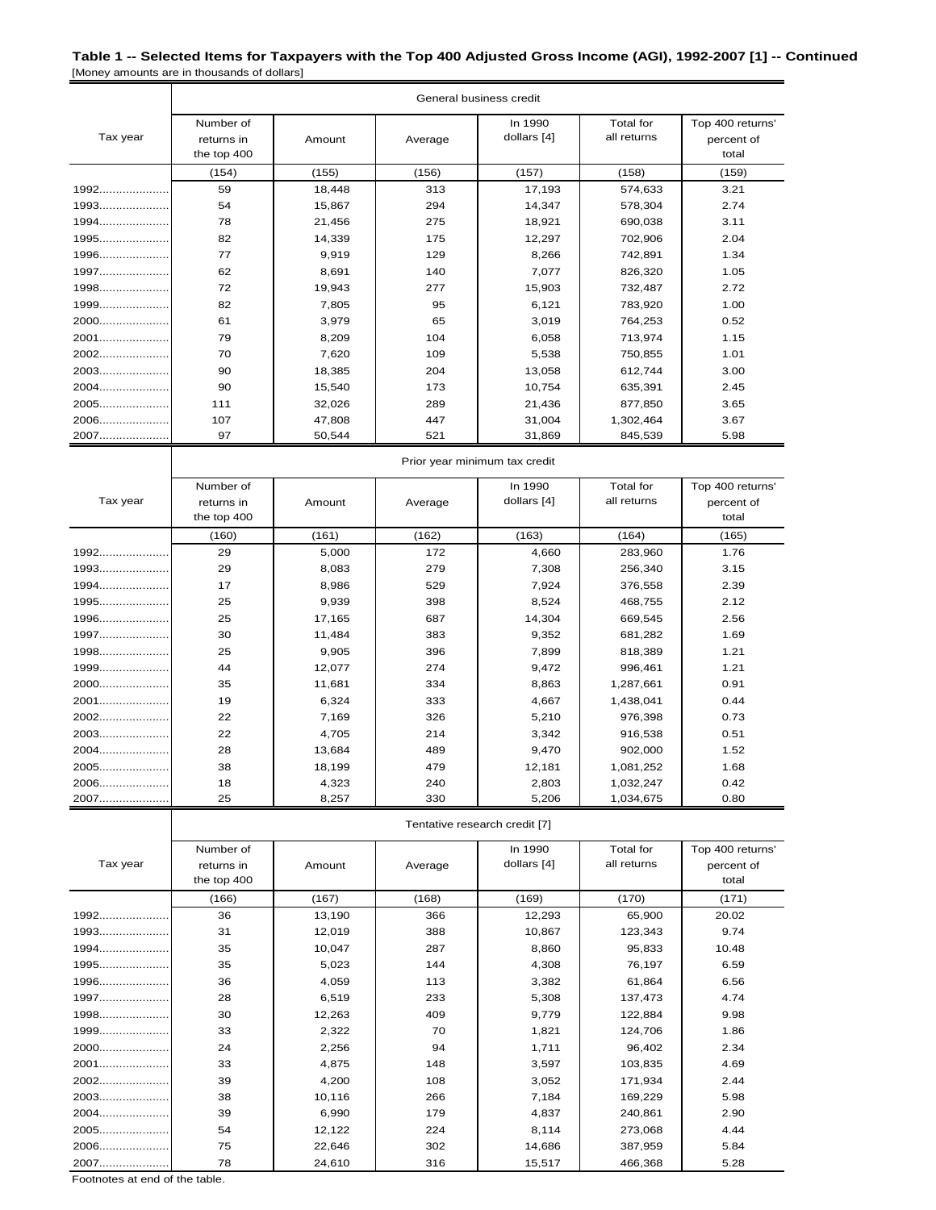**Table 1 -- Selected Items for Taxpayers with the Top 400 Adjusted Gross Income (AGI), 1992-2007 [1] -- Continued**

[Money amounts are in thousands of dollars]

| Tax year | General business credit | | | | | |
|---|---|---|---|---|---|---|
| | Number of returns in the top 400 | Amount | Average | In 1990 dollars [4] | Total for all returns | Top 400 returns' percent of total |
| | (154) | (155) | (156) | (157) | (158) | (159) |
| 1992 | 59 | 18,448 | 313 | 17,193 | 574,633 | 3.21 |
| 1993 | 54 | 15,867 | 294 | 14,347 | 578,304 | 2.74 |
| 1994 | 78 | 21,456 | 275 | 18,921 | 690,038 | 3.11 |
| 1995 | 82 | 14,339 | 175 | 12,297 | 702,906 | 2.04 |
| 1996 | 77 | 9,919 | 129 | 8,266 | 742,891 | 1.34 |
| 1997 | 62 | 8,691 | 140 | 7,077 | 826,320 | 1.05 |
| 1998 | 72 | 19,943 | 277 | 15,903 | 732,487 | 2.72 |
| 1999 | 82 | 7,805 | 95 | 6,121 | 783,920 | 1.00 |
| 2000 | 61 | 3,979 | 65 | 3,019 | 764,253 | 0.52 |
| 2001 | 79 | 8,209 | 104 | 6,058 | 713,974 | 1.15 |
| 2002 | 70 | 7,620 | 109 | 5,538 | 750,855 | 1.01 |
| 2003 | 90 | 18,385 | 204 | 13,058 | 612,744 | 3.00 |
| 2004 | 90 | 15,540 | 173 | 10,754 | 635,391 | 2.45 |
| 2005 | 111 | 32,026 | 289 | 21,436 | 877,850 | 3.65 |
| 2006 | 107 | 47,808 | 447 | 31,004 | 1,302,464 | 3.67 |
| 2007 | 97 | 50,544 | 521 | 31,869 | 845,539 | 5.98 |

| Tax year | Prior year minimum tax credit | | | | | |
|---|---|---|---|---|---|---|
| | Number of returns in the top 400 | Amount | Average | In 1990 dollars [4] | Total for all returns | Top 400 returns' percent of total |
| | (160) | (161) | (162) | (163) | (164) | (165) |
| 1992 | 29 | 5,000 | 172 | 4,660 | 283,960 | 1.76 |
| 1993 | 29 | 8,083 | 279 | 7,308 | 256,340 | 3.15 |
| 1994 | 17 | 8,986 | 529 | 7,924 | 376,558 | 2.39 |
| 1995 | 25 | 9,939 | 398 | 8,524 | 468,755 | 2.12 |
| 1996 | 25 | 17,165 | 687 | 14,304 | 669,545 | 2.56 |
| 1997 | 30 | 11,484 | 383 | 9,352 | 681,282 | 1.69 |
| 1998 | 25 | 9,905 | 396 | 7,899 | 818,389 | 1.21 |
| 1999 | 44 | 12,077 | 274 | 9,472 | 996,461 | 1.21 |
| 2000 | 35 | 11,681 | 334 | 8,863 | 1,287,661 | 0.91 |
| 2001 | 19 | 6,324 | 333 | 4,667 | 1,438,041 | 0.44 |
| 2002 | 22 | 7,169 | 326 | 5,210 | 976,398 | 0.73 |
| 2003 | 22 | 4,705 | 214 | 3,342 | 916,538 | 0.51 |
| 2004 | 28 | 13,684 | 489 | 9,470 | 902,000 | 1.52 |
| 2005 | 38 | 18,199 | 479 | 12,181 | 1,081,252 | 1.68 |
| 2006 | 18 | 4,323 | 240 | 2,803 | 1,032,247 | 0.42 |
| 2007 | 25 | 8,257 | 330 | 5,206 | 1,034,675 | 0.80 |

| Tax year | Tentative research credit [7] | | | | | |
|---|---|---|---|---|---|---|
| | Number of returns in the top 400 | Amount | Average | In 1990 dollars [4] | Total for all returns | Top 400 returns' percent of total |
| | (166) | (167) | (168) | (169) | (170) | (171) |
| 1992 | 36 | 13,190 | 366 | 12,293 | 65,900 | 20.02 |
| 1993 | 31 | 12,019 | 388 | 10,867 | 123,343 | 9.74 |
| 1994 | 35 | 10,047 | 287 | 8,860 | 95,833 | 10.48 |
| 1995 | 35 | 5,023 | 144 | 4,308 | 76,197 | 6.59 |
| 1996 | 36 | 4,059 | 113 | 3,382 | 61,864 | 6.56 |
| 1997 | 28 | 6,519 | 233 | 5,308 | 137,473 | 4.74 |
| 1998 | 30 | 12,263 | 409 | 9,779 | 122,884 | 9.98 |
| 1999 | 33 | 2,322 | 70 | 1,821 | 124,706 | 1.86 |
| 2000 | 24 | 2,256 | 94 | 1,711 | 96,402 | 2.34 |
| 2001 | 33 | 4,875 | 148 | 3,597 | 103,835 | 4.69 |
| 2002 | 39 | 4,200 | 108 | 3,052 | 171,934 | 2.44 |
| 2003 | 38 | 10,116 | 266 | 7,184 | 169,229 | 5.98 |
| 2004 | 39 | 6,990 | 179 | 4,837 | 240,861 | 2.90 |
| 2005 | 54 | 12,122 | 224 | 8,114 | 273,068 | 4.44 |
| 2006 | 75 | 22,646 | 302 | 14,686 | 387,959 | 5.84 |
| 2007 | 78 | 24,610 | 316 | 15,517 | 466,368 | 5.28 |

Footnotes at end of the table.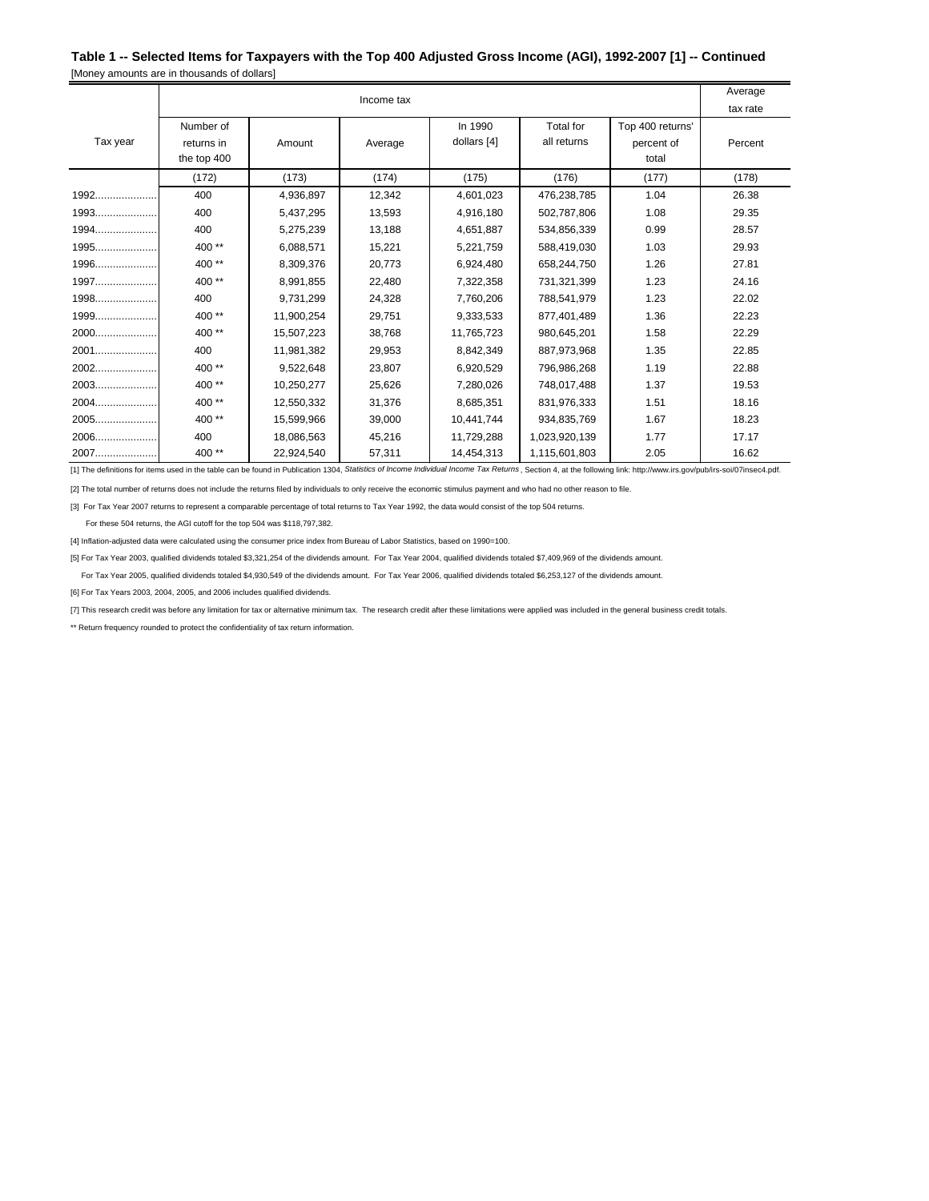**Table 1 -- Selected Items for Taxpayers with the Top 400 Adjusted Gross Income (AGI), 1992-2007 [1] -- Continued**

[Money amounts are in thousands of dollars]

| Tax year | Income tax | | | | | | Average tax rate |
|---|---|---|---|---|---|---|---|
| | Number of returns in the top 400 | Amount | Average | In 1990 dollars [4] | Total for all returns | Top 400 returns' percent of total | Percent |
| | (172) | (173) | (174) | (175) | (176) | (177) | (178) |
| 1992 | 400 | 4,936,897 | 12,342 | 4,601,023 | 476,238,785 | 1.04 | 26.38 |
| 1993 | 400 | 5,437,295 | 13,593 | 4,916,180 | 502,787,806 | 1.08 | 29.35 |
| 1994 | 400 | 5,275,239 | 13,188 | 4,651,887 | 534,856,339 | 0.99 | 28.57 |
| 1995 | 400 ** | 6,088,571 | 15,221 | 5,221,759 | 588,419,030 | 1.03 | 29.93 |
| 1996 | 400 ** | 8,309,376 | 20,773 | 6,924,480 | 658,244,750 | 1.26 | 27.81 |
| 1997 | 400 ** | 8,991,855 | 22,480 | 7,322,358 | 731,321,399 | 1.23 | 24.16 |
| 1998 | 400 | 9,731,299 | 24,328 | 7,760,206 | 788,541,979 | 1.23 | 22.02 |
| 1999 | 400 ** | 11,900,254 | 29,751 | 9,333,533 | 877,401,489 | 1.36 | 22.23 |
| 2000 | 400 ** | 15,507,223 | 38,768 | 11,765,723 | 980,645,201 | 1.58 | 22.29 |
| 2001 | 400 | 11,981,382 | 29,953 | 8,842,349 | 887,973,968 | 1.35 | 22.85 |
| 2002 | 400 ** | 9,522,648 | 23,807 | 6,920,529 | 796,986,268 | 1.19 | 22.88 |
| 2003 | 400 ** | 10,250,277 | 25,626 | 7,280,026 | 748,017,488 | 1.37 | 19.53 |
| 2004 | 400 ** | 12,550,332 | 31,376 | 8,685,351 | 831,976,333 | 1.51 | 18.16 |
| 2005 | 400 ** | 15,599,966 | 39,000 | 10,441,744 | 934,835,769 | 1.67 | 18.23 |
| 2006 | 400 | 18,086,563 | 45,216 | 11,729,288 | 1,023,920,139 | 1.77 | 17.17 |
| 2007 | 400 ** | 22,924,540 | 57,311 | 14,454,313 | 1,115,601,803 | 2.05 | 16.62 |

[1] The definitions for items used in the table can be found in Publication 1304, *Statistics of Income Individual Income Tax Returns*, Section 4, at the following link: http://www.irs.gov/pub/irs-soi/07insec4.pdf.

[2] The total number of returns does not include the returns filed by individuals to only receive the economic stimulus payment and who had no other reason to file.

[3] For Tax Year 2007 returns to represent a comparable percentage of total returns to Tax Year 1992, the data would consist of the top 504 returns.

For these 504 returns, the AGI cutoff for the top 504 was $118,797,382.

[4] Inflation-adjusted data were calculated using the consumer price index from Bureau of Labor Statistics, based on 1990=100.

[5] For Tax Year 2003, qualified dividends totaled $3,321,254 of the dividends amount. For Tax Year 2004, qualified dividends totaled $7,409,969 of the dividends amount.

For Tax Year 2005, qualified dividends totaled $4,930,549 of the dividends amount. For Tax Year 2006, qualified dividends totaled $6,253,127 of the dividends amount.

[6] For Tax Years 2003, 2004, 2005, and 2006 includes qualified dividends.

[7] This research credit was before any limitation for tax or alternative minimum tax. The research credit after these limitations were applied was included in the general business credit totals.

** Return frequency rounded to protect the confidentiality of tax return information.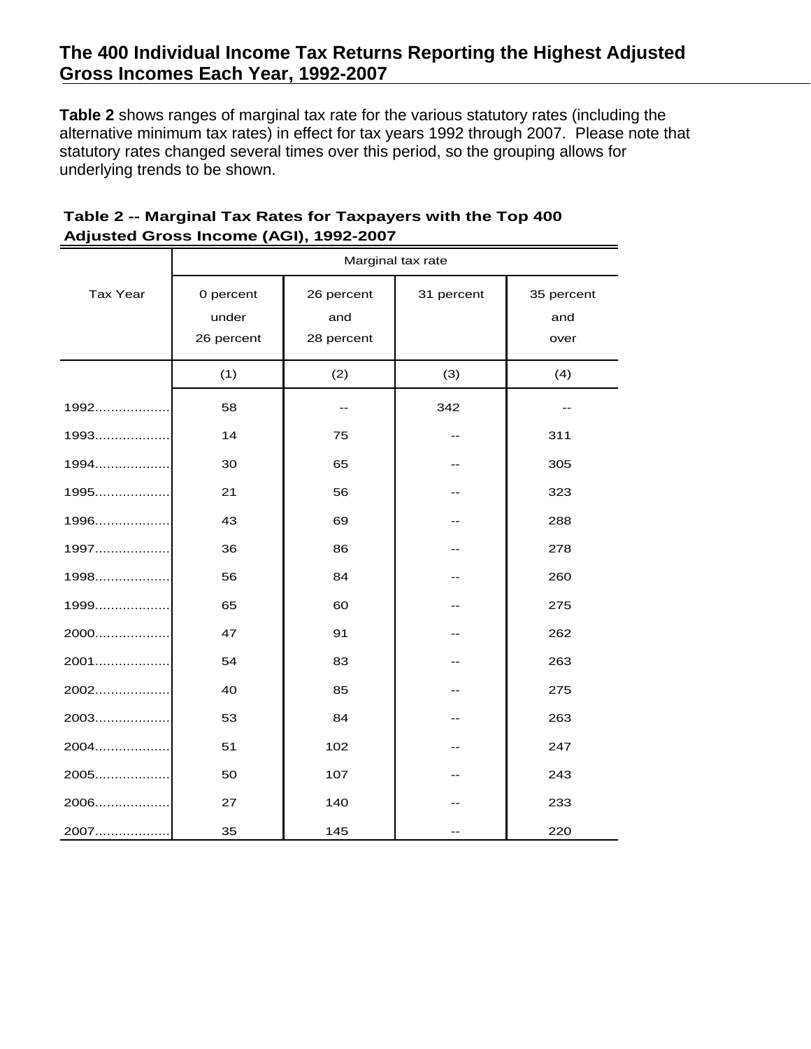## The 400 Individual Income Tax Returns Reporting the Highest Adjusted Gross Incomes Each Year, 1992-2007

**Table 2** shows ranges of marginal tax rate for the various statutory rates (including the alternative minimum tax rates) in effect for tax years 1992 through 2007. Please note that statutory rates changed several times over this period, so the grouping allows for underlying trends to be shown.

**Table 2 -- Marginal Tax Rates for Taxpayers with the Top 400 Adjusted Gross Income (AGI), 1992-2007**

| Tax Year | Marginal tax rate | | | |
|---|---|---|---|---|
| | 0 percent under 26 percent | 26 percent and 28 percent | 31 percent | 35 percent and over |
| | (1) | (2) | (3) | (4) |
| 1992 | 58 | -- | 342 | -- |
| 1993 | 14 | 75 | -- | 311 |
| 1994 | 30 | 65 | -- | 305 |
| 1995 | 21 | 56 | -- | 323 |
| 1996 | 43 | 69 | -- | 288 |
| 1997 | 36 | 86 | -- | 278 |
| 1998 | 56 | 84 | -- | 260 |
| 1999 | 65 | 60 | -- | 275 |
| 2000 | 47 | 91 | -- | 262 |
| 2001 | 54 | 83 | -- | 263 |
| 2002 | 40 | 85 | -- | 275 |
| 2003 | 53 | 84 | -- | 263 |
| 2004 | 51 | 102 | -- | 247 |
| 2005 | 50 | 107 | -- | 243 |
| 2006 | 27 | 140 | -- | 233 |
| 2007 | 35 | 145 | -- | 220 |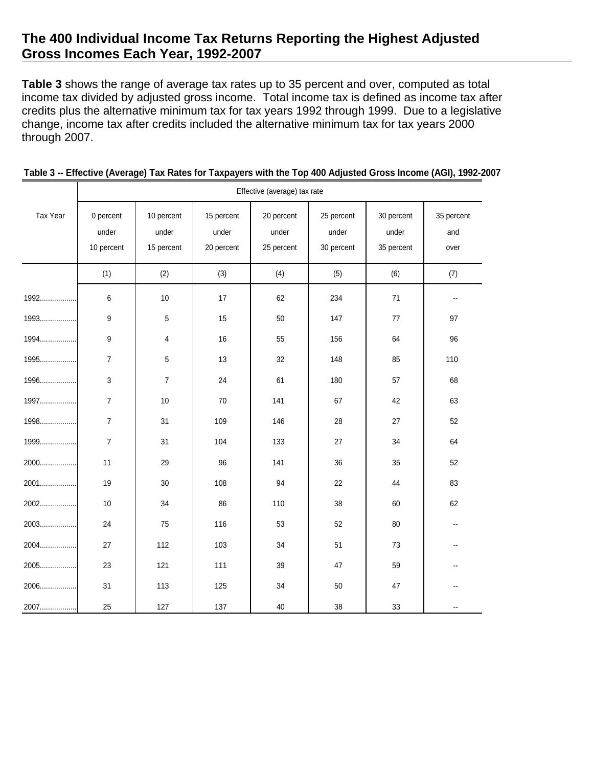# The 400 Individual Income Tax Returns Reporting the Highest Adjusted Gross Incomes Each Year, 1992-2007

**Table 3** shows the range of average tax rates up to 35 percent and over, computed as total income tax divided by adjusted gross income. Total income tax is defined as income tax after credits plus the alternative minimum tax for tax years 1992 through 1999. Due to a legislative change, income tax after credits included the alternative minimum tax for tax years 2000 through 2007.

**Table 3 -- Effective (Average) Tax Rates for Taxpayers with the Top 400 Adjusted Gross Income (AGI), 1992-2007**

| Tax Year | Effective (average) tax rate | | | | | | |
|---|---|---|---|---|---|---|---|
| | 0 percent under 10 percent | 10 percent under 15 percent | 15 percent under 20 percent | 20 percent under 25 percent | 25 percent under 30 percent | 30 percent under 35 percent | 35 percent and over |
| | (1) | (2) | (3) | (4) | (5) | (6) | (7) |
| 1992 | 6 | 10 | 17 | 62 | 234 | 71 | -- |
| 1993 | 9 | 5 | 15 | 50 | 147 | 77 | 97 |
| 1994 | 9 | 4 | 16 | 55 | 156 | 64 | 96 |
| 1995 | 7 | 5 | 13 | 32 | 148 | 85 | 110 |
| 1996 | 3 | 7 | 24 | 61 | 180 | 57 | 68 |
| 1997 | 7 | 10 | 70 | 141 | 67 | 42 | 63 |
| 1998 | 7 | 31 | 109 | 146 | 28 | 27 | 52 |
| 1999 | 7 | 31 | 104 | 133 | 27 | 34 | 64 |
| 2000 | 11 | 29 | 96 | 141 | 36 | 35 | 52 |
| 2001 | 19 | 30 | 108 | 94 | 22 | 44 | 83 |
| 2002 | 10 | 34 | 86 | 110 | 38 | 60 | 62 |
| 2003 | 24 | 75 | 116 | 53 | 52 | 80 | -- |
| 2004 | 27 | 112 | 103 | 34 | 51 | 73 | -- |
| 2005 | 23 | 121 | 111 | 39 | 47 | 59 | -- |
| 2006 | 31 | 113 | 125 | 34 | 50 | 47 | -- |
| 2007 | 25 | 127 | 137 | 40 | 38 | 33 | -- |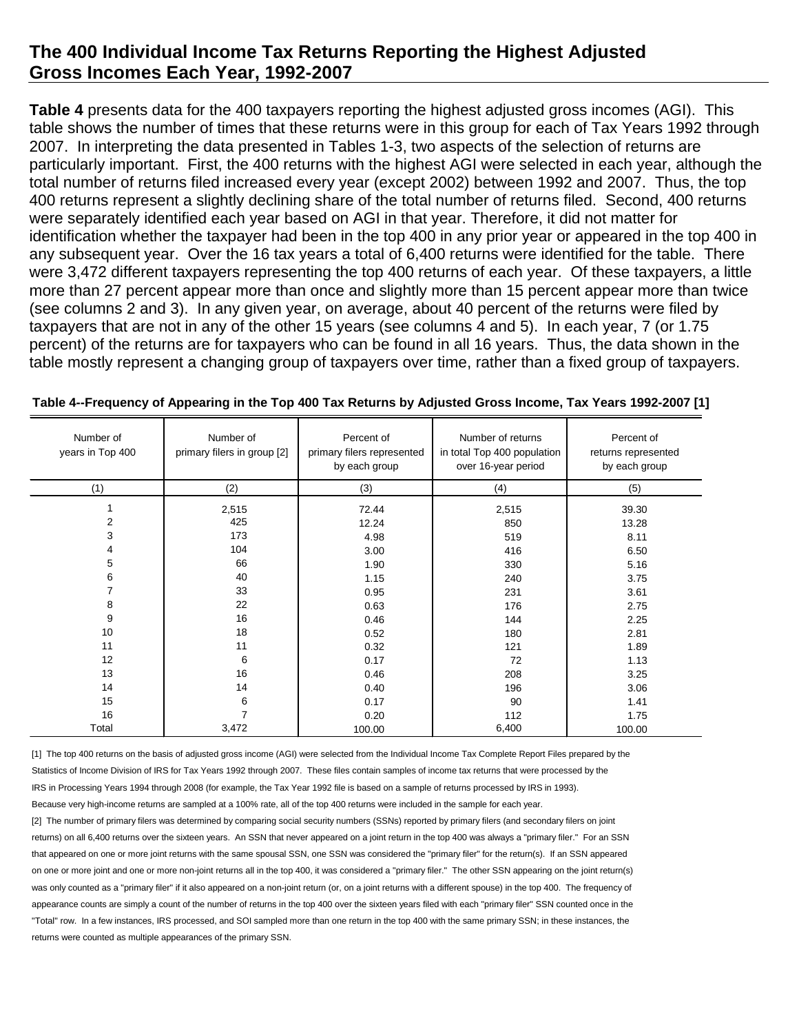## The 400 Individual Income Tax Returns Reporting the Highest Adjusted Gross Incomes Each Year, 1992-2007

**Table 4** presents data for the 400 taxpayers reporting the highest adjusted gross incomes (AGI). This table shows the number of times that these returns were in this group for each of Tax Years 1992 through 2007. In interpreting the data presented in Tables 1-3, two aspects of the selection of returns are particularly important. First, the 400 returns with the highest AGI were selected in each year, although the total number of returns filed increased every year (except 2002) between 1992 and 2007. Thus, the top 400 returns represent a slightly declining share of the total number of returns filed. Second, 400 returns were separately identified each year based on AGI in that year. Therefore, it did not matter for identification whether the taxpayer had been in the top 400 in any prior year or appeared in the top 400 in any subsequent year. Over the 16 tax years a total of 6,400 returns were identified for the table. There were 3,472 different taxpayers representing the top 400 returns of each year. Of these taxpayers, a little more than 27 percent appear more than once and slightly more than 15 percent appear more than twice (see columns 2 and 3). In any given year, on average, about 40 percent of the returns were filed by taxpayers that are not in any of the other 15 years (see columns 4 and 5). In each year, 7 (or 1.75 percent) of the returns are for taxpayers who can be found in all 16 years. Thus, the data shown in the table mostly represent a changing group of taxpayers over time, rather than a fixed group of taxpayers.

**Table 4--Frequency of Appearing in the Top 400 Tax Returns by Adjusted Gross Income, Tax Years 1992-2007 [1]**

| Number of years in Top 400 | Number of primary filers in group [2] | Percent of primary filers represented by each group | Number of returns in total Top 400 population over 16-year period | Percent of returns represented by each group |
|---|---|---|---|---|
| (1) | (2) | (3) | (4) | (5) |
| 1 | 2,515 | 72.44 | 2,515 | 39.30 |
| 2 | 425 | 12.24 | 850 | 13.28 |
| 3 | 173 | 4.98 | 519 | 8.11 |
| 4 | 104 | 3.00 | 416 | 6.50 |
| 5 | 66 | 1.90 | 330 | 5.16 |
| 6 | 40 | 1.15 | 240 | 3.75 |
| 7 | 33 | 0.95 | 231 | 3.61 |
| 8 | 22 | 0.63 | 176 | 2.75 |
| 9 | 16 | 0.46 | 144 | 2.25 |
| 10 | 18 | 0.52 | 180 | 2.81 |
| 11 | 11 | 0.32 | 121 | 1.89 |
| 12 | 6 | 0.17 | 72 | 1.13 |
| 13 | 16 | 0.46 | 208 | 3.25 |
| 14 | 14 | 0.40 | 196 | 3.06 |
| 15 | 6 | 0.17 | 90 | 1.41 |
| 16 | 7 | 0.20 | 112 | 1.75 |
| Total | 3,472 | 100.00 | 6,400 | 100.00 |

[1] The top 400 returns on the basis of adjusted gross income (AGI) were selected from the Individual Income Tax Complete Report Files prepared by the Statistics of Income Division of IRS for Tax Years 1992 through 2007. These files contain samples of income tax returns that were processed by the IRS in Processing Years 1994 through 2008 (for example, the Tax Year 1992 file is based on a sample of returns processed by IRS in 1993). Because very high-income returns are sampled at a 100% rate, all of the top 400 returns were included in the sample for each year.

[2] The number of primary filers was determined by comparing social security numbers (SSNs) reported by primary filers (and secondary filers on joint returns) on all 6,400 returns over the sixteen years. An SSN that never appeared on a joint return in the top 400 was always a "primary filer." For an SSN that appeared on one or more joint returns with the same spousal SSN, one SSN was considered the "primary filer" for the return(s). If an SSN appeared on one or more joint and one or more non-joint returns all in the top 400, it was considered a "primary filer." The other SSN appearing on the joint return(s) was only counted as a "primary filer" if it also appeared on a non-joint return (or, on a joint returns with a different spouse) in the top 400. The frequency of appearance counts are simply a count of the number of returns in the top 400 over the sixteen years filed with each "primary filer" SSN counted once in the "Total" row. In a few instances, IRS processed, and SOI sampled more than one return in the top 400 with the same primary SSN; in these instances, the returns were counted as multiple appearances of the primary SSN.